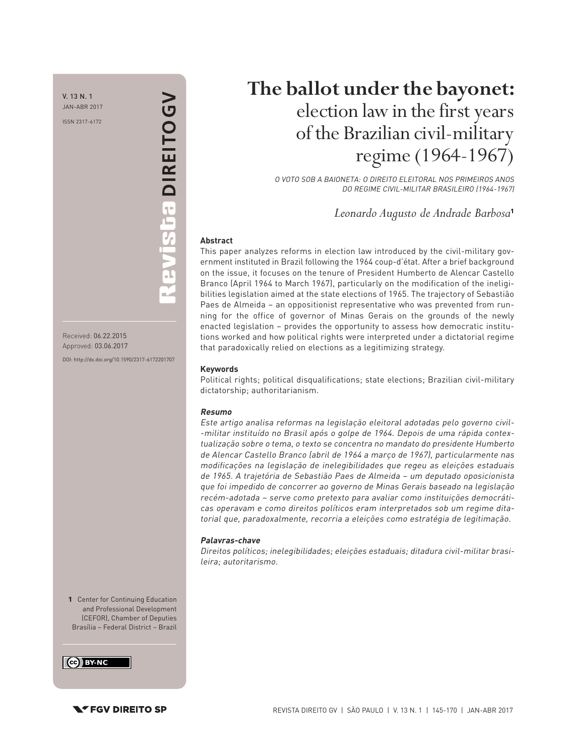# The ballot under the bayonet: election law in the first years of the Brazilian civil-military regime (1964-1967)

*O VOTO SOB A BAIONETA: O DIREITO ELEITORAL NOS PRIMEIROS ANOS DO REGIME CIVIL-MILITAR BRASILEIRO (1964-1967)*

*Leonardo Augusto de Andrade Barbosa*[1]

Received: 06.22.2015
Approved: 03.06.2017

DOI: http://dx.doi.org/10.1590/2317-6172201707

**Abstract**

This paper analyzes reforms in election law introduced by the civil-military government instituted in Brazil following the 1964 coup-d´état. After a brief background on the issue, it focuses on the tenure of President Humberto de Alencar Castello Branco (April 1964 to March 1967), particularly on the modification of the ineligibilities legislation aimed at the state elections of 1965. The trajectory of Sebastião Paes de Almeida – an oppositionist representative who was prevented from running for the office of governor of Minas Gerais on the grounds of the newly enacted legislation – provides the opportunity to assess how democratic institutions worked and how political rights were interpreted under a dictatorial regime that paradoxically relied on elections as a legitimizing strategy.

**Keywords**

Political rights; political disqualifications; state elections; Brazilian civil-military dictatorship; authoritarianism.

***Resumo***

*Este artigo analisa reformas na legislação eleitoral adotadas pelo governo civil-militar instituído no Brasil após o golpe de 1964. Depois de uma rápida contextualização sobre o tema, o texto se concentra no mandato do presidente Humberto de Alencar Castello Branco (abril de 1964 a março de 1967), particularmente nas modificações na legislação de inelegibilidades que regeu as eleições estaduais de 1965. A trajetória de Sebastião Paes de Almeida – um deputado oposicionista que foi impedido de concorrer ao governo de Minas Gerais baseado na legislação recém-adotada – serve como pretexto para avaliar como instituições democráticas operavam e como direitos políticos eram interpretados sob um regime ditatorial que, paradoxalmente, recorria a eleições como estratégia de legitimação.*

***Palavras-chave***

*Direitos políticos; inelegibilidades; eleições estaduais; ditadura civil-militar brasileira; autoritarismo.*

[1] Center for Continuing Education and Professional Development (CEFOR), Chamber of Deputies Brasília – Federal District – Brazil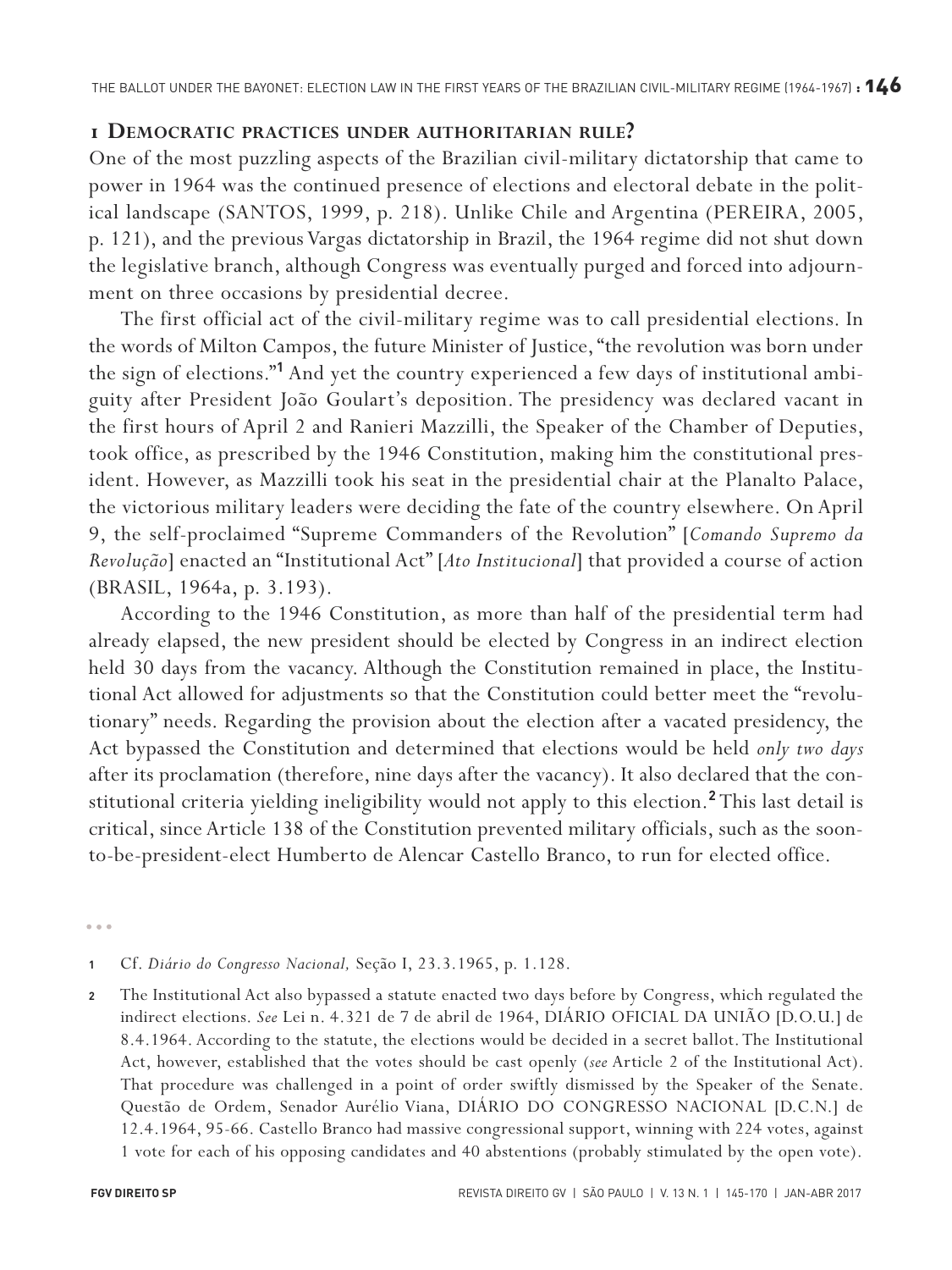## 1 Democratic practices under authoritarian rule?

One of the most puzzling aspects of the Brazilian civil-military dictatorship that came to power in 1964 was the continued presence of elections and electoral debate in the political landscape (SANTOS, 1999, p. 218). Unlike Chile and Argentina (PEREIRA, 2005, p. 121), and the previous Vargas dictatorship in Brazil, the 1964 regime did not shut down the legislative branch, although Congress was eventually purged and forced into adjournment on three occasions by presidential decree.

The first official act of the civil-military regime was to call presidential elections. In the words of Milton Campos, the future Minister of Justice, "the revolution was born under the sign of elections."[1] And yet the country experienced a few days of institutional ambiguity after President João Goulart's deposition. The presidency was declared vacant in the first hours of April 2 and Ranieri Mazzilli, the Speaker of the Chamber of Deputies, took office, as prescribed by the 1946 Constitution, making him the constitutional president. However, as Mazzilli took his seat in the presidential chair at the Planalto Palace, the victorious military leaders were deciding the fate of the country elsewhere. On April 9, the self-proclaimed "Supreme Commanders of the Revolution" [*Comando Supremo da Revolução*] enacted an "Institutional Act" [*Ato Institucional*] that provided a course of action (BRASIL, 1964a, p. 3.193).

According to the 1946 Constitution, as more than half of the presidential term had already elapsed, the new president should be elected by Congress in an indirect election held 30 days from the vacancy. Although the Constitution remained in place, the Institutional Act allowed for adjustments so that the Constitution could better meet the "revolutionary" needs. Regarding the provision about the election after a vacated presidency, the Act bypassed the Constitution and determined that elections would be held *only two days* after its proclamation (therefore, nine days after the vacancy). It also declared that the constitutional criteria yielding ineligibility would not apply to this election.[2] This last detail is critical, since Article 138 of the Constitution prevented military officials, such as the soon-to-be-president-elect Humberto de Alencar Castello Branco, to run for elected office.

---

1 Cf. *Diário do Congresso Nacional,* Seção I, 23.3.1965, p. 1.128.

2 The Institutional Act also bypassed a statute enacted two days before by Congress, which regulated the indirect elections. *See* Lei n. 4.321 de 7 de abril de 1964, DIÁRIO OFICIAL DA UNIÃO [D.O.U.] de 8.4.1964. According to the statute, the elections would be decided in a secret ballot. The Institutional Act, however, established that the votes should be cast openly (*see* Article 2 of the Institutional Act). That procedure was challenged in a point of order swiftly dismissed by the Speaker of the Senate. Questão de Ordem, Senador Aurélio Viana, DIÁRIO DO CONGRESSO NACIONAL [D.C.N.] de 12.4.1964, 95-66. Castello Branco had massive congressional support, winning with 224 votes, against 1 vote for each of his opposing candidates and 40 abstentions (probably stimulated by the open vote).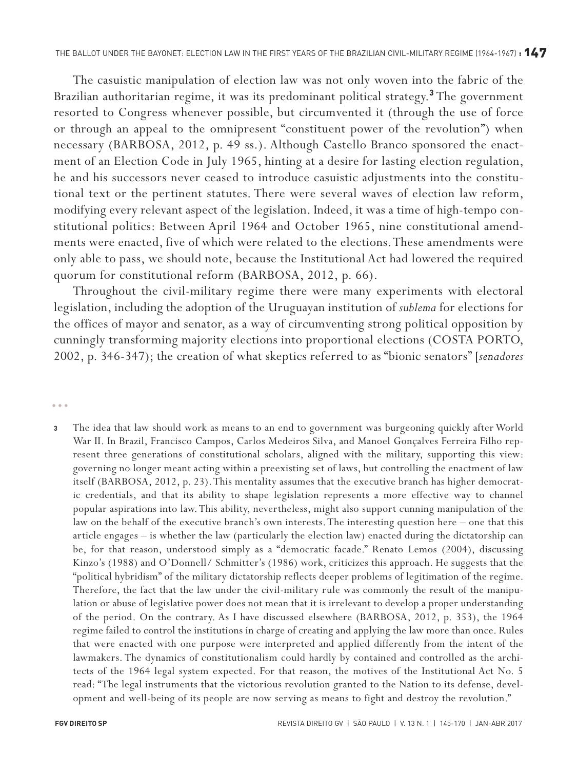The casuistic manipulation of election law was not only woven into the fabric of the Brazilian authoritarian regime, it was its predominant political strategy.[3] The government resorted to Congress whenever possible, but circumvented it (through the use of force or through an appeal to the omnipresent "constituent power of the revolution") when necessary (BARBOSA, 2012, p. 49 ss.). Although Castello Branco sponsored the enactment of an Election Code in July 1965, hinting at a desire for lasting election regulation, he and his successors never ceased to introduce casuistic adjustments into the constitutional text or the pertinent statutes. There were several waves of election law reform, modifying every relevant aspect of the legislation. Indeed, it was a time of high-tempo constitutional politics: Between April 1964 and October 1965, nine constitutional amendments were enacted, five of which were related to the elections. These amendments were only able to pass, we should note, because the Institutional Act had lowered the required quorum for constitutional reform (BARBOSA, 2012, p. 66).

Throughout the civil-military regime there were many experiments with electoral legislation, including the adoption of the Uruguayan institution of *sublema* for elections for the offices of mayor and senator, as a way of circumventing strong political opposition by cunningly transforming majority elections into proportional elections (COSTA PORTO, 2002, p. 346-347); the creation of what skeptics referred to as "bionic senators" [*senadores*

---

3 The idea that law should work as means to an end to government was burgeoning quickly after World War II. In Brazil, Francisco Campos, Carlos Medeiros Silva, and Manoel Gonçalves Ferreira Filho represent three generations of constitutional scholars, aligned with the military, supporting this view: governing no longer meant acting within a preexisting set of laws, but controlling the enactment of law itself (BARBOSA, 2012, p. 23). This mentality assumes that the executive branch has higher democratic credentials, and that its ability to shape legislation represents a more effective way to channel popular aspirations into law. This ability, nevertheless, might also support cunning manipulation of the law on the behalf of the executive branch's own interests. The interesting question here – one that this article engages – is whether the law (particularly the election law) enacted during the dictatorship can be, for that reason, understood simply as a "democratic facade." Renato Lemos (2004), discussing Kinzo's (1988) and O'Donnell/ Schmitter's (1986) work, criticizes this approach. He suggests that the "political hybridism" of the military dictatorship reflects deeper problems of legitimation of the regime. Therefore, the fact that the law under the civil-military rule was commonly the result of the manipulation or abuse of legislative power does not mean that it is irrelevant to develop a proper understanding of the period. On the contrary. As I have discussed elsewhere (BARBOSA, 2012, p. 353), the 1964 regime failed to control the institutions in charge of creating and applying the law more than once. Rules that were enacted with one purpose were interpreted and applied differently from the intent of the lawmakers. The dynamics of constitutionalism could hardly by contained and controlled as the architects of the 1964 legal system expected. For that reason, the motives of the Institutional Act No. 5 read: "The legal instruments that the victorious revolution granted to the Nation to its defense, development and well-being of its people are now serving as means to fight and destroy the revolution."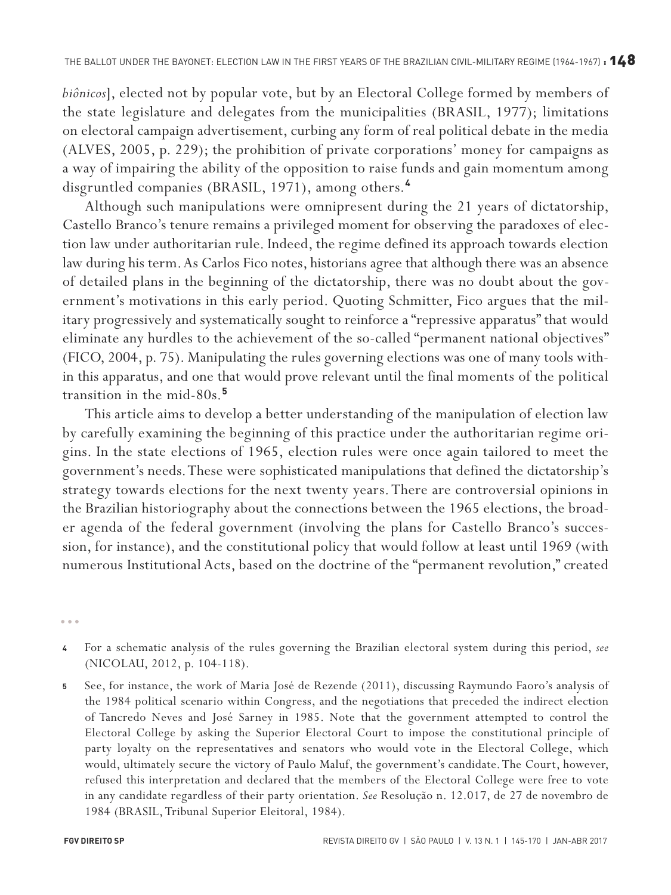*biônicos*], elected not by popular vote, but by an Electoral College formed by members of the state legislature and delegates from the municipalities (BRASIL, 1977); limitations on electoral campaign advertisement, curbing any form of real political debate in the media (ALVES, 2005, p. 229); the prohibition of private corporations' money for campaigns as a way of impairing the ability of the opposition to raise funds and gain momentum among disgruntled companies (BRASIL, 1971), among others.[4]

Although such manipulations were omnipresent during the 21 years of dictatorship, Castello Branco's tenure remains a privileged moment for observing the paradoxes of election law under authoritarian rule. Indeed, the regime defined its approach towards election law during his term. As Carlos Fico notes, historians agree that although there was an absence of detailed plans in the beginning of the dictatorship, there was no doubt about the government's motivations in this early period. Quoting Schmitter, Fico argues that the military progressively and systematically sought to reinforce a "repressive apparatus" that would eliminate any hurdles to the achievement of the so-called "permanent national objectives" (FICO, 2004, p. 75). Manipulating the rules governing elections was one of many tools within this apparatus, and one that would prove relevant until the final moments of the political transition in the mid-80s.[5]

This article aims to develop a better understanding of the manipulation of election law by carefully examining the beginning of this practice under the authoritarian regime origins. In the state elections of 1965, election rules were once again tailored to meet the government's needs. These were sophisticated manipulations that defined the dictatorship's strategy towards elections for the next twenty years. There are controversial opinions in the Brazilian historiography about the connections between the 1965 elections, the broader agenda of the federal government (involving the plans for Castello Branco's succession, for instance), and the constitutional policy that would follow at least until 1969 (with numerous Institutional Acts, based on the doctrine of the "permanent revolution," created

---

4 For a schematic analysis of the rules governing the Brazilian electoral system during this period, *see* (NICOLAU, 2012, p. 104-118).

5 See, for instance, the work of Maria José de Rezende (2011), discussing Raymundo Faoro's analysis of the 1984 political scenario within Congress, and the negotiations that preceded the indirect election of Tancredo Neves and José Sarney in 1985. Note that the government attempted to control the Electoral College by asking the Superior Electoral Court to impose the constitutional principle of party loyalty on the representatives and senators who would vote in the Electoral College, which would, ultimately secure the victory of Paulo Maluf, the government's candidate. The Court, however, refused this interpretation and declared that the members of the Electoral College were free to vote in any candidate regardless of their party orientation. *See* Resolução n. 12.017, de 27 de novembro de 1984 (BRASIL, Tribunal Superior Eleitoral, 1984).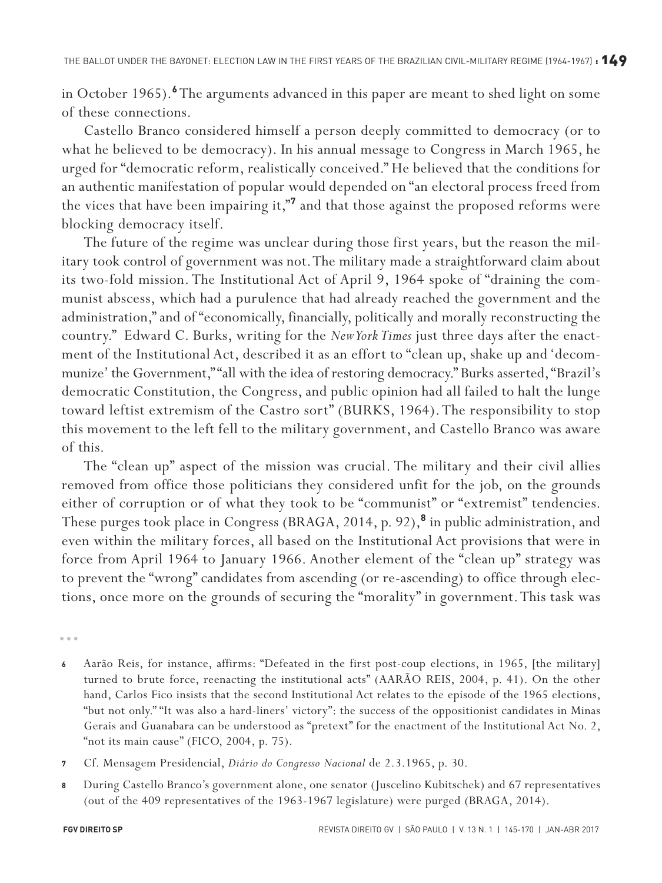in October 1965).[6] The arguments advanced in this paper are meant to shed light on some of these connections.

Castello Branco considered himself a person deeply committed to democracy (or to what he believed to be democracy). In his annual message to Congress in March 1965, he urged for "democratic reform, realistically conceived." He believed that the conditions for an authentic manifestation of popular would depended on "an electoral process freed from the vices that have been impairing it,"[7] and that those against the proposed reforms were blocking democracy itself.

The future of the regime was unclear during those first years, but the reason the military took control of government was not. The military made a straightforward claim about its two-fold mission. The Institutional Act of April 9, 1964 spoke of "draining the communist abscess, which had a purulence that had already reached the government and the administration," and of "economically, financially, politically and morally reconstructing the country." Edward C. Burks, writing for the *New York Times* just three days after the enactment of the Institutional Act, described it as an effort to "clean up, shake up and 'decommunize' the Government," "all with the idea of restoring democracy." Burks asserted, "Brazil's democratic Constitution, the Congress, and public opinion had all failed to halt the lunge toward leftist extremism of the Castro sort" (BURKS, 1964). The responsibility to stop this movement to the left fell to the military government, and Castello Branco was aware of this.

The "clean up" aspect of the mission was crucial. The military and their civil allies removed from office those politicians they considered unfit for the job, on the grounds either of corruption or of what they took to be "communist" or "extremist" tendencies. These purges took place in Congress (BRAGA, 2014, p. 92),[8] in public administration, and even within the military forces, all based on the Institutional Act provisions that were in force from April 1964 to January 1966. Another element of the "clean up" strategy was to prevent the "wrong" candidates from ascending (or re-ascending) to office through elections, once more on the grounds of securing the "morality" in government. This task was

---

6 Aarão Reis, for instance, affirms: "Defeated in the first post-coup elections, in 1965, [the military] turned to brute force, reenacting the institutional acts" (AARÃO REIS, 2004, p. 41). On the other hand, Carlos Fico insists that the second Institutional Act relates to the episode of the 1965 elections, "but not only." "It was also a hard-liners' victory": the success of the oppositionist candidates in Minas Gerais and Guanabara can be understood as "pretext" for the enactment of the Institutional Act No. 2, "not its main cause" (FICO, 2004, p. 75).

7 Cf. Mensagem Presidencial, *Diário do Congresso Nacional* de 2.3.1965, p. 30.

8 During Castello Branco's government alone, one senator (Juscelino Kubitschek) and 67 representatives (out of the 409 representatives of the 1963-1967 legislature) were purged (BRAGA, 2014).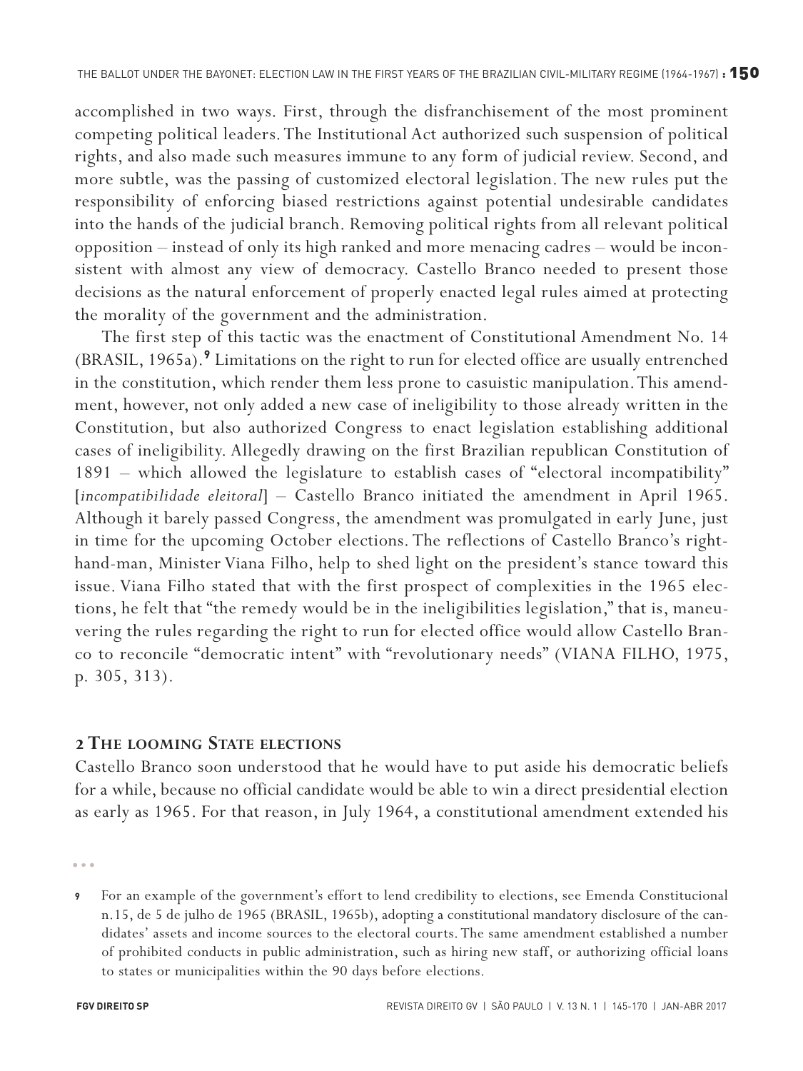accomplished in two ways. First, through the disfranchisement of the most prominent competing political leaders. The Institutional Act authorized such suspension of political rights, and also made such measures immune to any form of judicial review. Second, and more subtle, was the passing of customized electoral legislation. The new rules put the responsibility of enforcing biased restrictions against potential undesirable candidates into the hands of the judicial branch. Removing political rights from all relevant political opposition – instead of only its high ranked and more menacing cadres – would be inconsistent with almost any view of democracy. Castello Branco needed to present those decisions as the natural enforcement of properly enacted legal rules aimed at protecting the morality of the government and the administration.

The first step of this tactic was the enactment of Constitutional Amendment No. 14 (BRASIL, 1965a).[9] Limitations on the right to run for elected office are usually entrenched in the constitution, which render them less prone to casuistic manipulation. This amendment, however, not only added a new case of ineligibility to those already written in the Constitution, but also authorized Congress to enact legislation establishing additional cases of ineligibility. Allegedly drawing on the first Brazilian republican Constitution of 1891 – which allowed the legislature to establish cases of "electoral incompatibility" [*incompatibilidade eleitoral*] – Castello Branco initiated the amendment in April 1965. Although it barely passed Congress, the amendment was promulgated in early June, just in time for the upcoming October elections. The reflections of Castello Branco's right-hand-man, Minister Viana Filho, help to shed light on the president's stance toward this issue. Viana Filho stated that with the first prospect of complexities in the 1965 elections, he felt that "the remedy would be in the ineligibilities legislation," that is, maneuvering the rules regarding the right to run for elected office would allow Castello Branco to reconcile "democratic intent" with "revolutionary needs" (VIANA FILHO, 1975, p. 305, 313).

## 2 The looming State elections

Castello Branco soon understood that he would have to put aside his democratic beliefs for a while, because no official candidate would be able to win a direct presidential election as early as 1965. For that reason, in July 1964, a constitutional amendment extended his

---

[9] For an example of the government's effort to lend credibility to elections, see Emenda Constitucional n.15, de 5 de julho de 1965 (BRASIL, 1965b), adopting a constitutional mandatory disclosure of the candidates' assets and income sources to the electoral courts. The same amendment established a number of prohibited conducts in public administration, such as hiring new staff, or authorizing official loans to states or municipalities within the 90 days before elections.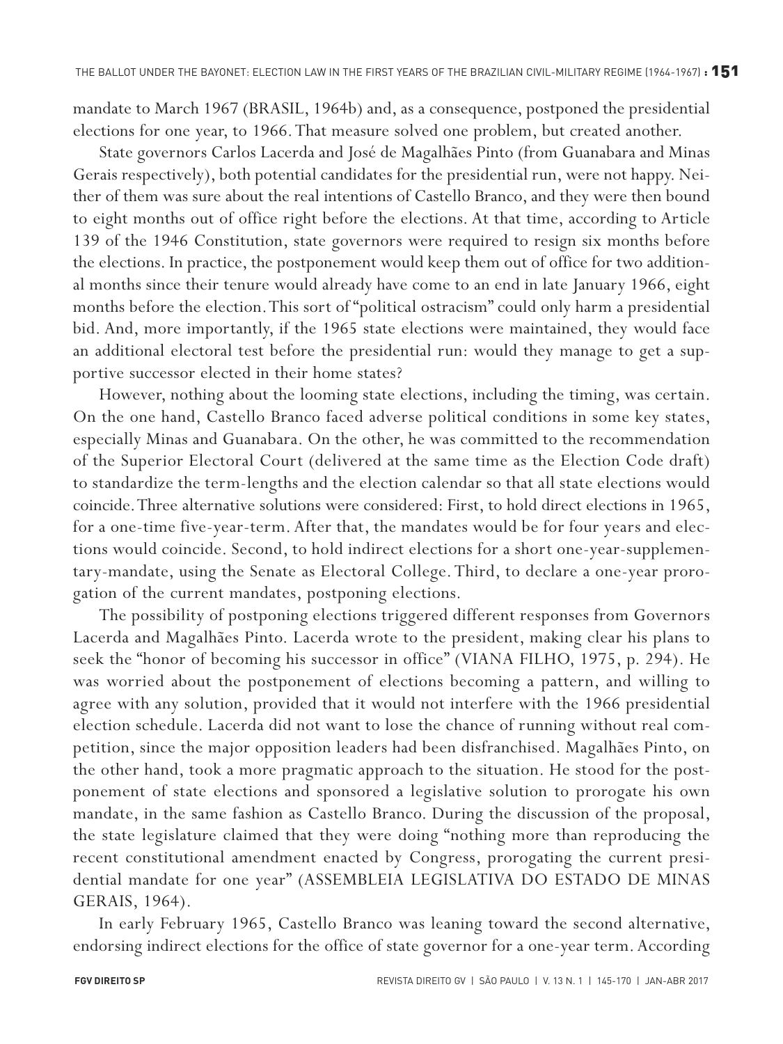mandate to March 1967 (BRASIL, 1964b) and, as a consequence, postponed the presidential elections for one year, to 1966. That measure solved one problem, but created another.

State governors Carlos Lacerda and José de Magalhães Pinto (from Guanabara and Minas Gerais respectively), both potential candidates for the presidential run, were not happy. Neither of them was sure about the real intentions of Castello Branco, and they were then bound to eight months out of office right before the elections. At that time, according to Article 139 of the 1946 Constitution, state governors were required to resign six months before the elections. In practice, the postponement would keep them out of office for two additional months since their tenure would already have come to an end in late January 1966, eight months before the election. This sort of "political ostracism" could only harm a presidential bid. And, more importantly, if the 1965 state elections were maintained, they would face an additional electoral test before the presidential run: would they manage to get a supportive successor elected in their home states?

However, nothing about the looming state elections, including the timing, was certain. On the one hand, Castello Branco faced adverse political conditions in some key states, especially Minas and Guanabara. On the other, he was committed to the recommendation of the Superior Electoral Court (delivered at the same time as the Election Code draft) to standardize the term-lengths and the election calendar so that all state elections would coincide. Three alternative solutions were considered: First, to hold direct elections in 1965, for a one-time five-year-term. After that, the mandates would be for four years and elections would coincide. Second, to hold indirect elections for a short one-year-supplementary-mandate, using the Senate as Electoral College. Third, to declare a one-year prorogation of the current mandates, postponing elections.

The possibility of postponing elections triggered different responses from Governors Lacerda and Magalhães Pinto. Lacerda wrote to the president, making clear his plans to seek the "honor of becoming his successor in office" (VIANA FILHO, 1975, p. 294). He was worried about the postponement of elections becoming a pattern, and willing to agree with any solution, provided that it would not interfere with the 1966 presidential election schedule. Lacerda did not want to lose the chance of running without real competition, since the major opposition leaders had been disfranchised. Magalhães Pinto, on the other hand, took a more pragmatic approach to the situation. He stood for the postponement of state elections and sponsored a legislative solution to prorogate his own mandate, in the same fashion as Castello Branco. During the discussion of the proposal, the state legislature claimed that they were doing "nothing more than reproducing the recent constitutional amendment enacted by Congress, prorogating the current presidential mandate for one year" (ASSEMBLEIA LEGISLATIVA DO ESTADO DE MINAS GERAIS, 1964).

In early February 1965, Castello Branco was leaning toward the second alternative, endorsing indirect elections for the office of state governor for a one-year term. According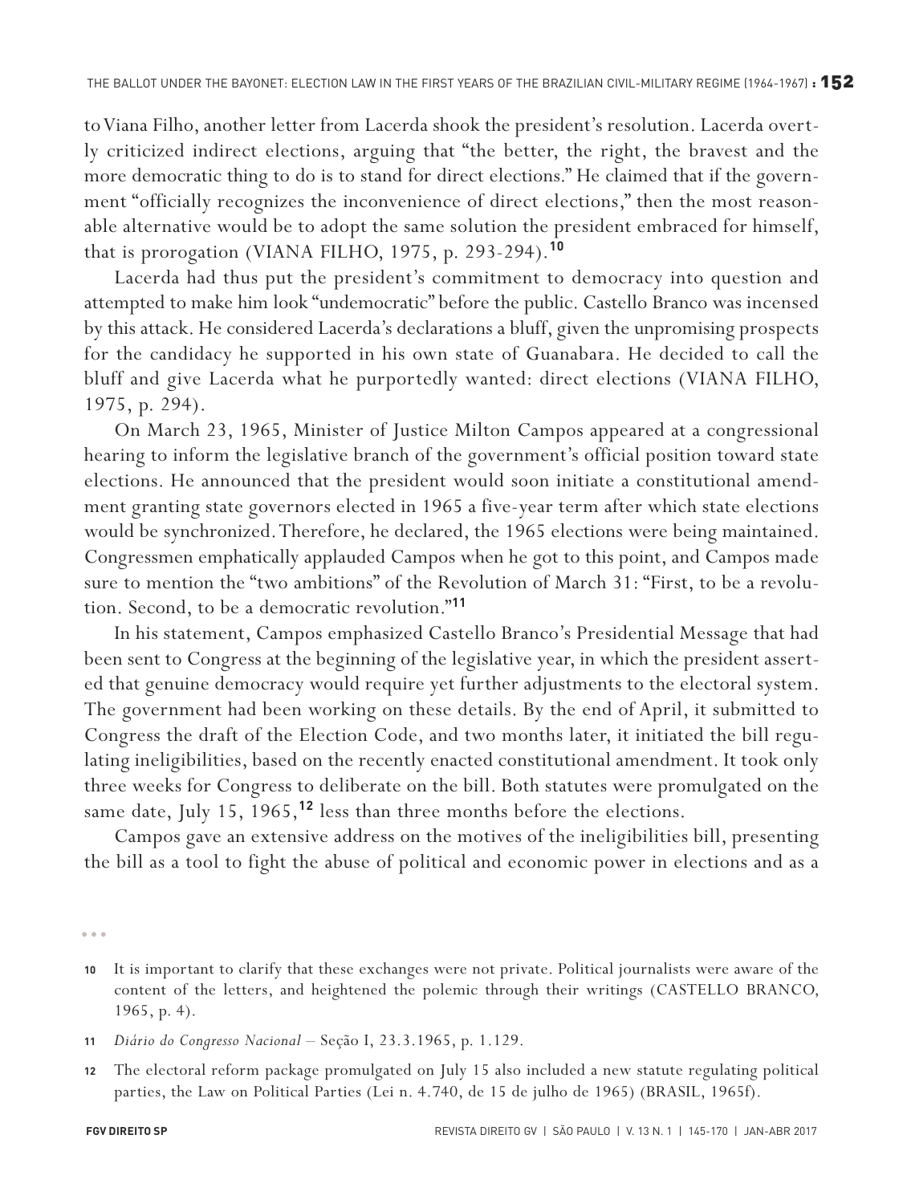to Viana Filho, another letter from Lacerda shook the president's resolution. Lacerda overtly criticized indirect elections, arguing that "the better, the right, the bravest and the more democratic thing to do is to stand for direct elections." He claimed that if the government "officially recognizes the inconvenience of direct elections," then the most reasonable alternative would be to adopt the same solution the president embraced for himself, that is prorogation (VIANA FILHO, 1975, p. 293-294).[10]

Lacerda had thus put the president's commitment to democracy into question and attempted to make him look "undemocratic" before the public. Castello Branco was incensed by this attack. He considered Lacerda's declarations a bluff, given the unpromising prospects for the candidacy he supported in his own state of Guanabara. He decided to call the bluff and give Lacerda what he purportedly wanted: direct elections (VIANA FILHO, 1975, p. 294).

On March 23, 1965, Minister of Justice Milton Campos appeared at a congressional hearing to inform the legislative branch of the government's official position toward state elections. He announced that the president would soon initiate a constitutional amendment granting state governors elected in 1965 a five-year term after which state elections would be synchronized. Therefore, he declared, the 1965 elections were being maintained. Congressmen emphatically applauded Campos when he got to this point, and Campos made sure to mention the "two ambitions" of the Revolution of March 31: "First, to be a revolution. Second, to be a democratic revolution."[11]

In his statement, Campos emphasized Castello Branco's Presidential Message that had been sent to Congress at the beginning of the legislative year, in which the president asserted that genuine democracy would require yet further adjustments to the electoral system. The government had been working on these details. By the end of April, it submitted to Congress the draft of the Election Code, and two months later, it initiated the bill regulating ineligibilities, based on the recently enacted constitutional amendment. It took only three weeks for Congress to deliberate on the bill. Both statutes were promulgated on the same date, July 15, 1965,[12] less than three months before the elections.

Campos gave an extensive address on the motives of the ineligibilities bill, presenting the bill as a tool to fight the abuse of political and economic power in elections and as a

---

10 It is important to clarify that these exchanges were not private. Political journalists were aware of the content of the letters, and heightened the polemic through their writings (CASTELLO BRANCO, 1965, p. 4).

11 *Diário do Congresso Nacional* – Seção I, 23.3.1965, p. 1.129.

12 The electoral reform package promulgated on July 15 also included a new statute regulating political parties, the Law on Political Parties (Lei n. 4.740, de 15 de julho de 1965) (BRASIL, 1965f).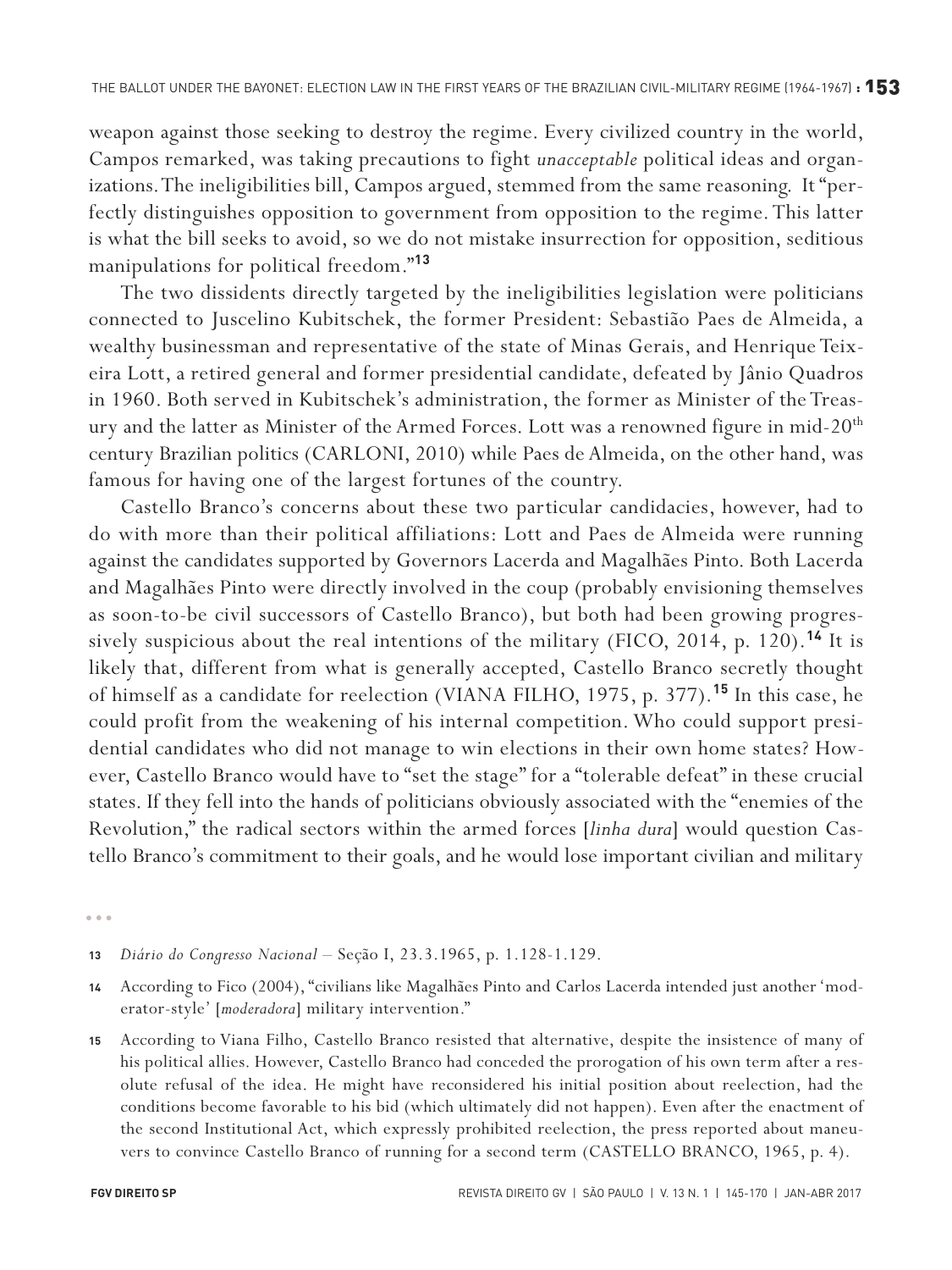weapon against those seeking to destroy the regime. Every civilized country in the world, Campos remarked, was taking precautions to fight *unacceptable* political ideas and organizations. The ineligibilities bill, Campos argued, stemmed from the same reasoning. It "perfectly distinguishes opposition to government from opposition to the regime. This latter is what the bill seeks to avoid, so we do not mistake insurrection for opposition, seditious manipulations for political freedom."[13]

The two dissidents directly targeted by the ineligibilities legislation were politicians connected to Juscelino Kubitschek, the former President: Sebastião Paes de Almeida, a wealthy businessman and representative of the state of Minas Gerais, and Henrique Teixeira Lott, a retired general and former presidential candidate, defeated by Jânio Quadros in 1960. Both served in Kubitschek's administration, the former as Minister of the Treasury and the latter as Minister of the Armed Forces. Lott was a renowned figure in mid-20th century Brazilian politics (CARLONI, 2010) while Paes de Almeida, on the other hand, was famous for having one of the largest fortunes of the country.

Castello Branco's concerns about these two particular candidacies, however, had to do with more than their political affiliations: Lott and Paes de Almeida were running against the candidates supported by Governors Lacerda and Magalhães Pinto. Both Lacerda and Magalhães Pinto were directly involved in the coup (probably envisioning themselves as soon-to-be civil successors of Castello Branco), but both had been growing progressively suspicious about the real intentions of the military (FICO, 2014, p. 120).[14] It is likely that, different from what is generally accepted, Castello Branco secretly thought of himself as a candidate for reelection (VIANA FILHO, 1975, p. 377).[15] In this case, he could profit from the weakening of his internal competition. Who could support presidential candidates who did not manage to win elections in their own home states? However, Castello Branco would have to "set the stage" for a "tolerable defeat" in these crucial states. If they fell into the hands of politicians obviously associated with the "enemies of the Revolution," the radical sectors within the armed forces [*linha dura*] would question Castello Branco's commitment to their goals, and he would lose important civilian and military

---

13 *Diário do Congresso Nacional* – Seção I, 23.3.1965, p. 1.128-1.129.

14 According to Fico (2004), "civilians like Magalhães Pinto and Carlos Lacerda intended just another 'moderator-style' [*moderadora*] military intervention."

15 According to Viana Filho, Castello Branco resisted that alternative, despite the insistence of many of his political allies. However, Castello Branco had conceded the prorogation of his own term after a resolute refusal of the idea. He might have reconsidered his initial position about reelection, had the conditions become favorable to his bid (which ultimately did not happen). Even after the enactment of the second Institutional Act, which expressly prohibited reelection, the press reported about maneuvers to convince Castello Branco of running for a second term (CASTELLO BRANCO, 1965, p. 4).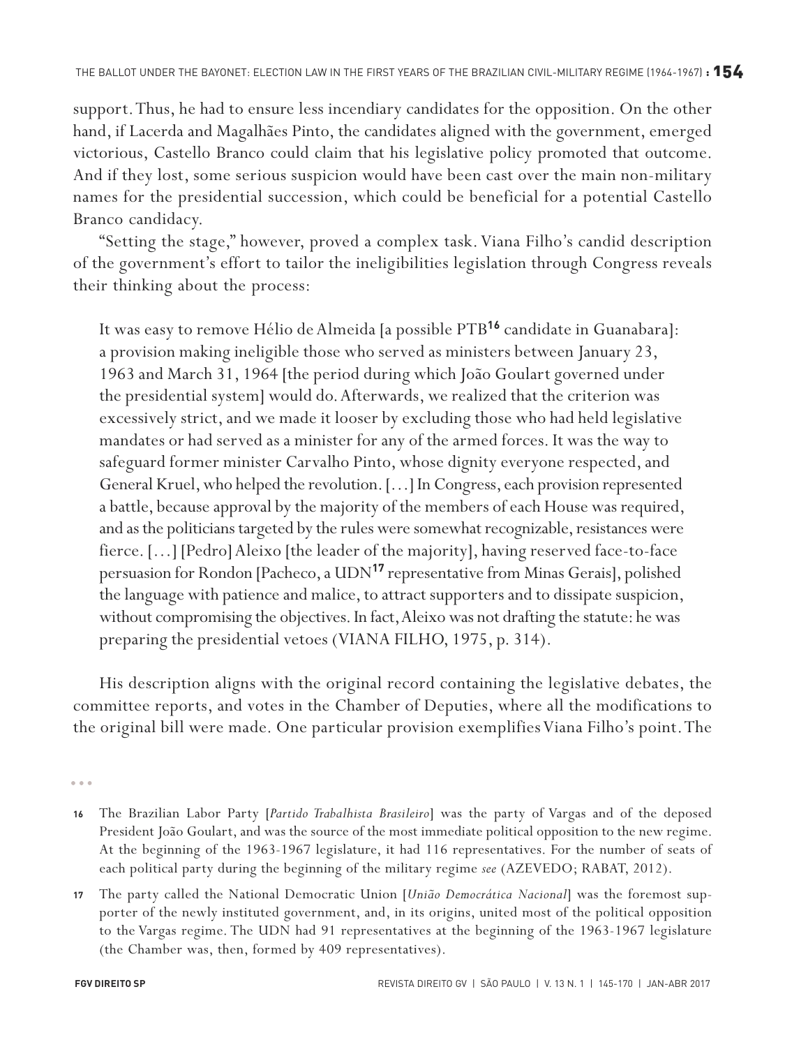support. Thus, he had to ensure less incendiary candidates for the opposition. On the other hand, if Lacerda and Magalhães Pinto, the candidates aligned with the government, emerged victorious, Castello Branco could claim that his legislative policy promoted that outcome. And if they lost, some serious suspicion would have been cast over the main non-military names for the presidential succession, which could be beneficial for a potential Castello Branco candidacy.

"Setting the stage," however, proved a complex task. Viana Filho's candid description of the government's effort to tailor the ineligibilities legislation through Congress reveals their thinking about the process:

> It was easy to remove Hélio de Almeida [a possible PTB[16] candidate in Guanabara]: a provision making ineligible those who served as ministers between January 23, 1963 and March 31, 1964 [the period during which João Goulart governed under the presidential system] would do. Afterwards, we realized that the criterion was excessively strict, and we made it looser by excluding those who had held legislative mandates or had served as a minister for any of the armed forces. It was the way to safeguard former minister Carvalho Pinto, whose dignity everyone respected, and General Kruel, who helped the revolution. [...] In Congress, each provision represented a battle, because approval by the majority of the members of each House was required, and as the politicians targeted by the rules were somewhat recognizable, resistances were fierce. [...] [Pedro] Aleixo [the leader of the majority], having reserved face-to-face persuasion for Rondon [Pacheco, a UDN[17] representative from Minas Gerais], polished the language with patience and malice, to attract supporters and to dissipate suspicion, without compromising the objectives. In fact, Aleixo was not drafting the statute: he was preparing the presidential vetoes (VIANA FILHO, 1975, p. 314).

His description aligns with the original record containing the legislative debates, the committee reports, and votes in the Chamber of Deputies, where all the modifications to the original bill were made. One particular provision exemplifies Viana Filho's point. The

---

16 The Brazilian Labor Party [*Partido Trabalhista Brasileiro*] was the party of Vargas and of the deposed President João Goulart, and was the source of the most immediate political opposition to the new regime. At the beginning of the 1963-1967 legislature, it had 116 representatives. For the number of seats of each political party during the beginning of the military regime *see* (AZEVEDO; RABAT, 2012).

17 The party called the National Democratic Union [*União Democrática Nacional*] was the foremost supporter of the newly instituted government, and, in its origins, united most of the political opposition to the Vargas regime. The UDN had 91 representatives at the beginning of the 1963-1967 legislature (the Chamber was, then, formed by 409 representatives).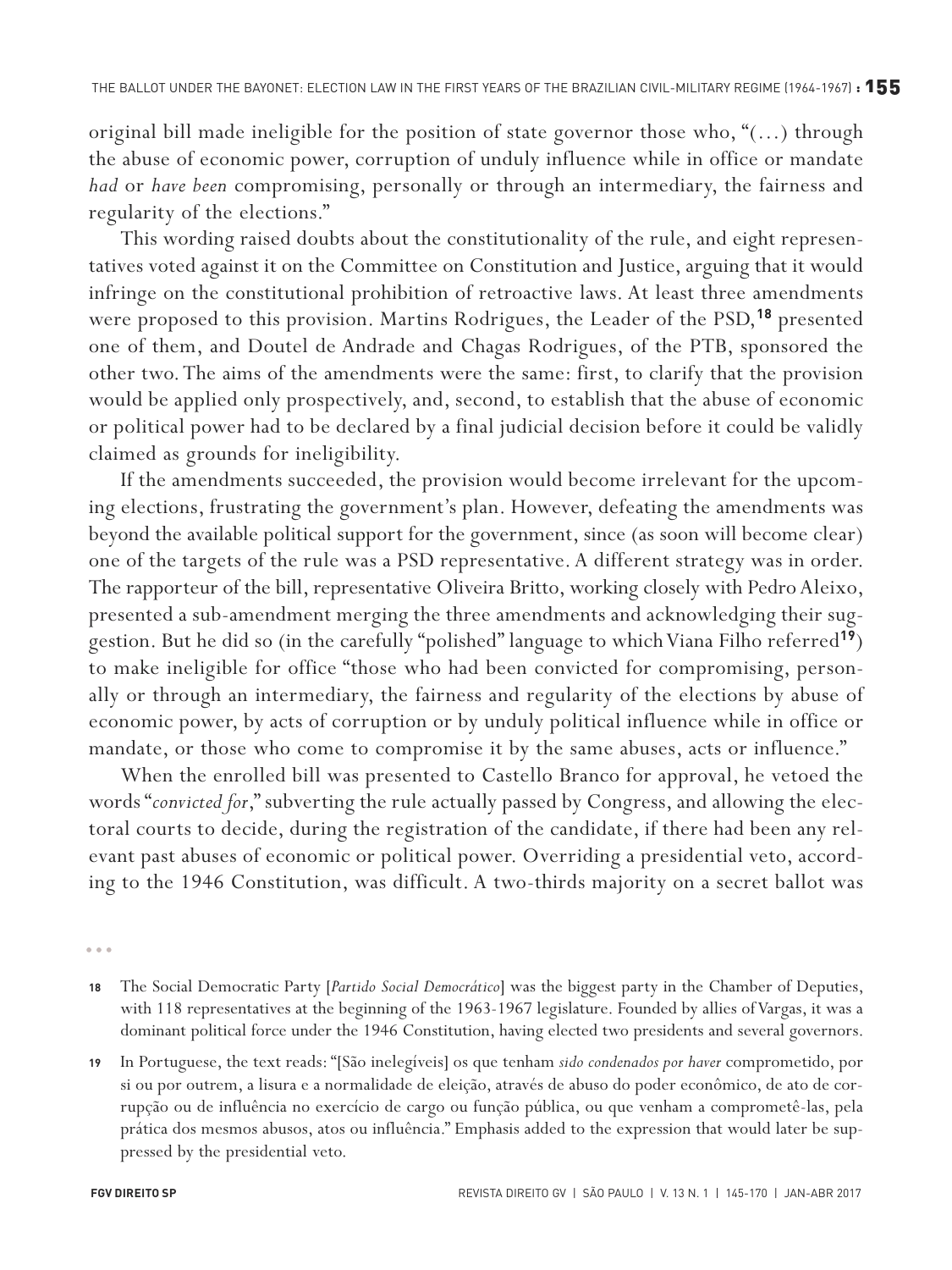original bill made ineligible for the position of state governor those who, "(...) through the abuse of economic power, corruption of unduly influence while in office or mandate *had* or *have been* compromising, personally or through an intermediary, the fairness and regularity of the elections."

This wording raised doubts about the constitutionality of the rule, and eight representatives voted against it on the Committee on Constitution and Justice, arguing that it would infringe on the constitutional prohibition of retroactive laws. At least three amendments were proposed to this provision. Martins Rodrigues, the Leader of the PSD,[18] presented one of them, and Doutel de Andrade and Chagas Rodrigues, of the PTB, sponsored the other two. The aims of the amendments were the same: first, to clarify that the provision would be applied only prospectively, and, second, to establish that the abuse of economic or political power had to be declared by a final judicial decision before it could be validly claimed as grounds for ineligibility.

If the amendments succeeded, the provision would become irrelevant for the upcoming elections, frustrating the government's plan. However, defeating the amendments was beyond the available political support for the government, since (as soon will become clear) one of the targets of the rule was a PSD representative. A different strategy was in order. The rapporteur of the bill, representative Oliveira Britto, working closely with Pedro Aleixo, presented a sub-amendment merging the three amendments and acknowledging their suggestion. But he did so (in the carefully "polished" language to which Viana Filho referred[19]) to make ineligible for office "those who had been convicted for compromising, personally or through an intermediary, the fairness and regularity of the elections by abuse of economic power, by acts of corruption or by unduly political influence while in office or mandate, or those who come to compromise it by the same abuses, acts or influence."

When the enrolled bill was presented to Castello Branco for approval, he vetoed the words "*convicted for*," subverting the rule actually passed by Congress, and allowing the electoral courts to decide, during the registration of the candidate, if there had been any relevant past abuses of economic or political power. Overriding a presidential veto, according to the 1946 Constitution, was difficult. A two-thirds majority on a secret ballot was

---

18 The Social Democratic Party [*Partido Social Democrático*] was the biggest party in the Chamber of Deputies, with 118 representatives at the beginning of the 1963-1967 legislature. Founded by allies of Vargas, it was a dominant political force under the 1946 Constitution, having elected two presidents and several governors.

19 In Portuguese, the text reads: "[São inelegíveis] os que tenham *sido condenados por haver* comprometido, por si ou por outrem, a lisura e a normalidade de eleição, através de abuso do poder econômico, de ato de corrupção ou de influência no exercício de cargo ou função pública, ou que venham a comprometê-las, pela prática dos mesmos abusos, atos ou influência." Emphasis added to the expression that would later be suppressed by the presidential veto.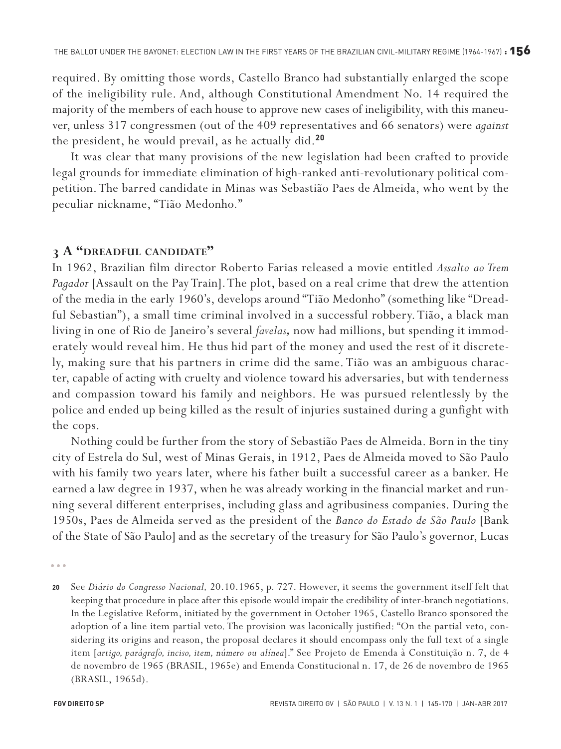required. By omitting those words, Castello Branco had substantially enlarged the scope of the ineligibility rule. And, although Constitutional Amendment No. 14 required the majority of the members of each house to approve new cases of ineligibility, with this maneuver, unless 317 congressmen (out of the 409 representatives and 66 senators) were *against* the president, he would prevail, as he actually did.[20]

It was clear that many provisions of the new legislation had been crafted to provide legal grounds for immediate elimination of high-ranked anti-revolutionary political competition. The barred candidate in Minas was Sebastião Paes de Almeida, who went by the peculiar nickname, "Tião Medonho."

## 3 A "DREADFUL CANDIDATE"

In 1962, Brazilian film director Roberto Farias released a movie entitled *Assalto ao Trem Pagador* [Assault on the Pay Train]. The plot, based on a real crime that drew the attention of the media in the early 1960's, develops around "Tião Medonho" (something like "Dreadful Sebastian"), a small time criminal involved in a successful robbery. Tião, a black man living in one of Rio de Janeiro's several *favelas,* now had millions, but spending it immoderately would reveal him. He thus hid part of the money and used the rest of it discretely, making sure that his partners in crime did the same. Tião was an ambiguous character, capable of acting with cruelty and violence toward his adversaries, but with tenderness and compassion toward his family and neighbors. He was pursued relentlessly by the police and ended up being killed as the result of injuries sustained during a gunfight with the cops.

Nothing could be further from the story of Sebastião Paes de Almeida. Born in the tiny city of Estrela do Sul, west of Minas Gerais, in 1912, Paes de Almeida moved to São Paulo with his family two years later, where his father built a successful career as a banker. He earned a law degree in 1937, when he was already working in the financial market and running several different enterprises, including glass and agribusiness companies. During the 1950s, Paes de Almeida served as the president of the *Banco do Estado de São Paulo* [Bank of the State of São Paulo] and as the secretary of the treasury for São Paulo's governor, Lucas

---

20 See *Diário do Congresso Nacional,* 20.10.1965, p. 727. However, it seems the government itself felt that keeping that procedure in place after this episode would impair the credibility of inter-branch negotiations. In the Legislative Reform, initiated by the government in October 1965, Castello Branco sponsored the adoption of a line item partial veto. The provision was laconically justified: "On the partial veto, considering its origins and reason, the proposal declares it should encompass only the full text of a single item [*artigo, parágrafo, inciso, item, número ou alínea*]." See Projeto de Emenda à Constituição n. 7, de 4 de novembro de 1965 (BRASIL, 1965e) and Emenda Constitucional n. 17, de 26 de novembro de 1965 (BRASIL, 1965d).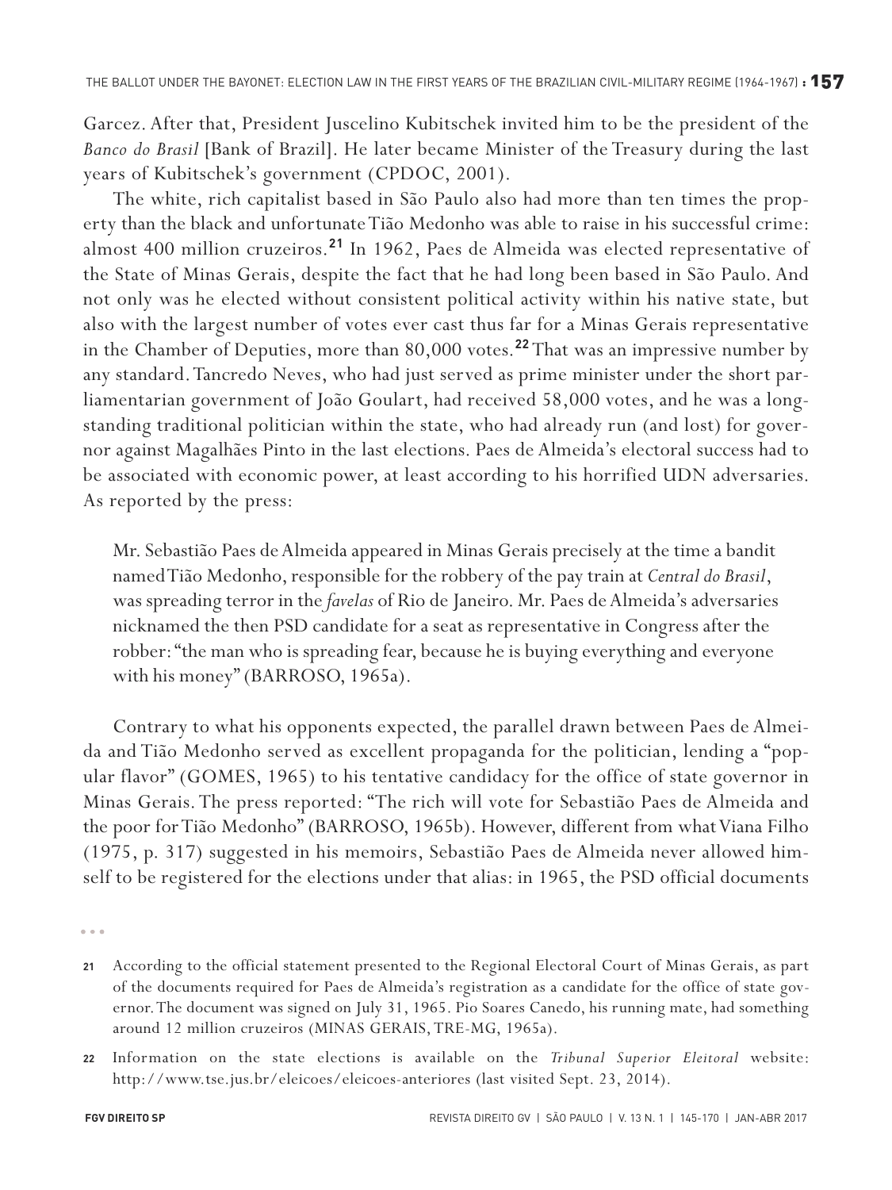Garcez. After that, President Juscelino Kubitschek invited him to be the president of the *Banco do Brasil* [Bank of Brazil]. He later became Minister of the Treasury during the last years of Kubitschek's government (CPDOC, 2001).

The white, rich capitalist based in São Paulo also had more than ten times the property than the black and unfortunate Tião Medonho was able to raise in his successful crime: almost 400 million cruzeiros.[21] In 1962, Paes de Almeida was elected representative of the State of Minas Gerais, despite the fact that he had long been based in São Paulo. And not only was he elected without consistent political activity within his native state, but also with the largest number of votes ever cast thus far for a Minas Gerais representative in the Chamber of Deputies, more than 80,000 votes.[22] That was an impressive number by any standard. Tancredo Neves, who had just served as prime minister under the short parliamentarian government of João Goulart, had received 58,000 votes, and he was a long-standing traditional politician within the state, who had already run (and lost) for governor against Magalhães Pinto in the last elections. Paes de Almeida's electoral success had to be associated with economic power, at least according to his horrified UDN adversaries. As reported by the press:

> Mr. Sebastião Paes de Almeida appeared in Minas Gerais precisely at the time a bandit named Tião Medonho, responsible for the robbery of the pay train at *Central do Brasil*, was spreading terror in the *favelas* of Rio de Janeiro. Mr. Paes de Almeida's adversaries nicknamed the then PSD candidate for a seat as representative in Congress after the robber: "the man who is spreading fear, because he is buying everything and everyone with his money" (BARROSO, 1965a).

Contrary to what his opponents expected, the parallel drawn between Paes de Almeida and Tião Medonho served as excellent propaganda for the politician, lending a "popular flavor" (GOMES, 1965) to his tentative candidacy for the office of state governor in Minas Gerais. The press reported: "The rich will vote for Sebastião Paes de Almeida and the poor for Tião Medonho" (BARROSO, 1965b). However, different from what Viana Filho (1975, p. 317) suggested in his memoirs, Sebastião Paes de Almeida never allowed himself to be registered for the elections under that alias: in 1965, the PSD official documents

---

21 According to the official statement presented to the Regional Electoral Court of Minas Gerais, as part of the documents required for Paes de Almeida's registration as a candidate for the office of state governor. The document was signed on July 31, 1965. Pio Soares Canedo, his running mate, had something around 12 million cruzeiros (MINAS GERAIS, TRE-MG, 1965a).

22 Information on the state elections is available on the *Tribunal Superior Eleitoral* website: http://www.tse.jus.br/eleicoes/eleicoes-anteriores (last visited Sept. 23, 2014).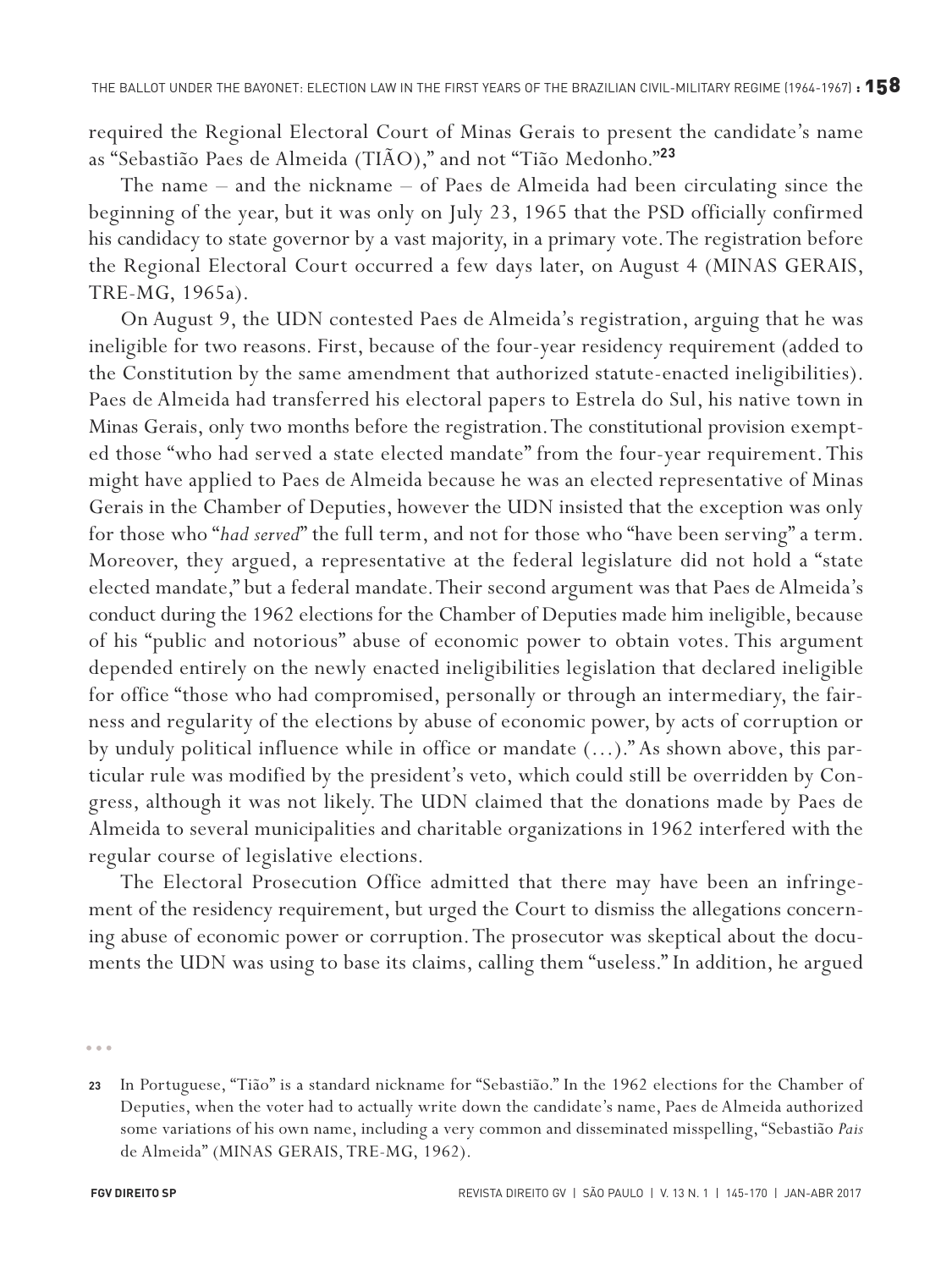required the Regional Electoral Court of Minas Gerais to present the candidate's name as "Sebastião Paes de Almeida (TIÃO)," and not "Tião Medonho."[23]

The name – and the nickname – of Paes de Almeida had been circulating since the beginning of the year, but it was only on July 23, 1965 that the PSD officially confirmed his candidacy to state governor by a vast majority, in a primary vote. The registration before the Regional Electoral Court occurred a few days later, on August 4 (MINAS GERAIS, TRE-MG, 1965a).

On August 9, the UDN contested Paes de Almeida's registration, arguing that he was ineligible for two reasons. First, because of the four-year residency requirement (added to the Constitution by the same amendment that authorized statute-enacted ineligibilities). Paes de Almeida had transferred his electoral papers to Estrela do Sul, his native town in Minas Gerais, only two months before the registration. The constitutional provision exempted those "who had served a state elected mandate" from the four-year requirement. This might have applied to Paes de Almeida because he was an elected representative of Minas Gerais in the Chamber of Deputies, however the UDN insisted that the exception was only for those who "*had served*" the full term, and not for those who "have been serving" a term. Moreover, they argued, a representative at the federal legislature did not hold a "state elected mandate," but a federal mandate. Their second argument was that Paes de Almeida's conduct during the 1962 elections for the Chamber of Deputies made him ineligible, because of his "public and notorious" abuse of economic power to obtain votes. This argument depended entirely on the newly enacted ineligibilities legislation that declared ineligible for office "those who had compromised, personally or through an intermediary, the fairness and regularity of the elections by abuse of economic power, by acts of corruption or by unduly political influence while in office or mandate (...)." As shown above, this particular rule was modified by the president's veto, which could still be overridden by Congress, although it was not likely. The UDN claimed that the donations made by Paes de Almeida to several municipalities and charitable organizations in 1962 interfered with the regular course of legislative elections.

The Electoral Prosecution Office admitted that there may have been an infringement of the residency requirement, but urged the Court to dismiss the allegations concerning abuse of economic power or corruption. The prosecutor was skeptical about the documents the UDN was using to base its claims, calling them "useless." In addition, he argued

---

[23] In Portuguese, "Tião" is a standard nickname for "Sebastião." In the 1962 elections for the Chamber of Deputies, when the voter had to actually write down the candidate's name, Paes de Almeida authorized some variations of his own name, including a very common and disseminated misspelling, "Sebastião *Pais* de Almeida" (MINAS GERAIS, TRE-MG, 1962).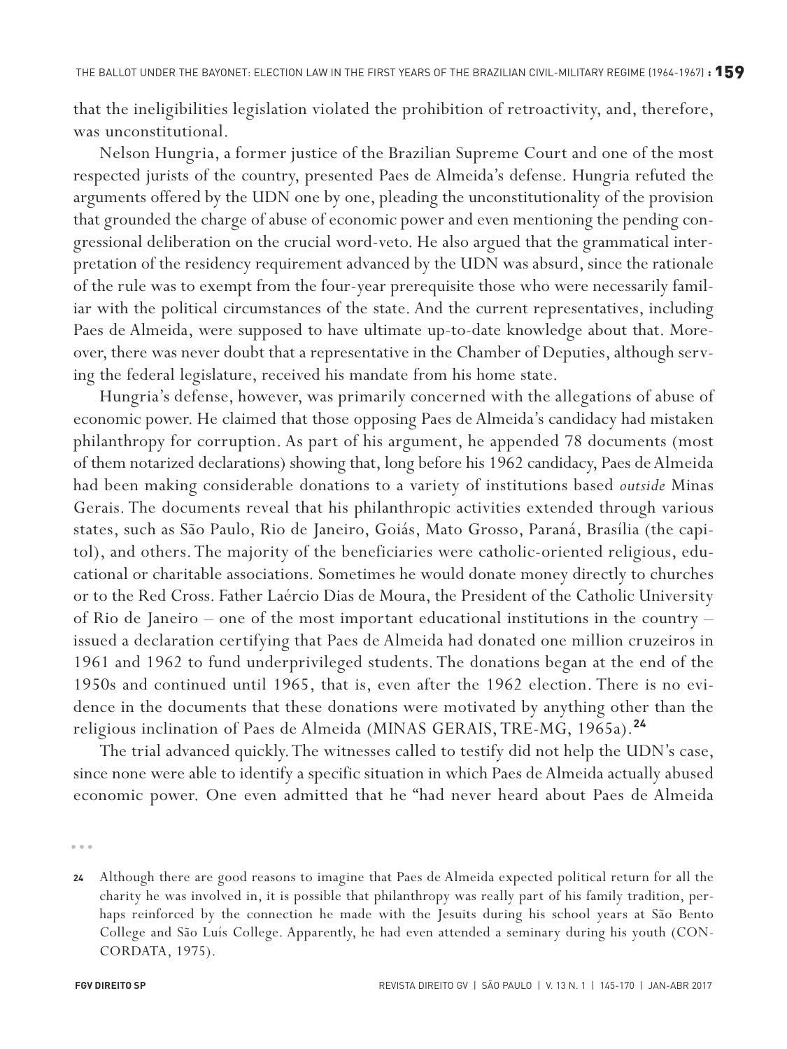that the ineligibilities legislation violated the prohibition of retroactivity, and, therefore, was unconstitutional.

Nelson Hungria, a former justice of the Brazilian Supreme Court and one of the most respected jurists of the country, presented Paes de Almeida's defense. Hungria refuted the arguments offered by the UDN one by one, pleading the unconstitutionality of the provision that grounded the charge of abuse of economic power and even mentioning the pending congressional deliberation on the crucial word-veto. He also argued that the grammatical interpretation of the residency requirement advanced by the UDN was absurd, since the rationale of the rule was to exempt from the four-year prerequisite those who were necessarily familiar with the political circumstances of the state. And the current representatives, including Paes de Almeida, were supposed to have ultimate up-to-date knowledge about that. Moreover, there was never doubt that a representative in the Chamber of Deputies, although serving the federal legislature, received his mandate from his home state.

Hungria's defense, however, was primarily concerned with the allegations of abuse of economic power. He claimed that those opposing Paes de Almeida's candidacy had mistaken philanthropy for corruption. As part of his argument, he appended 78 documents (most of them notarized declarations) showing that, long before his 1962 candidacy, Paes de Almeida had been making considerable donations to a variety of institutions based *outside* Minas Gerais. The documents reveal that his philanthropic activities extended through various states, such as São Paulo, Rio de Janeiro, Goiás, Mato Grosso, Paraná, Brasília (the capitol), and others. The majority of the beneficiaries were catholic-oriented religious, educational or charitable associations. Sometimes he would donate money directly to churches or to the Red Cross. Father Laércio Dias de Moura, the President of the Catholic University of Rio de Janeiro – one of the most important educational institutions in the country – issued a declaration certifying that Paes de Almeida had donated one million cruzeiros in 1961 and 1962 to fund underprivileged students. The donations began at the end of the 1950s and continued until 1965, that is, even after the 1962 election. There is no evidence in the documents that these donations were motivated by anything other than the religious inclination of Paes de Almeida (MINAS GERAIS, TRE-MG, 1965a).[24]

The trial advanced quickly. The witnesses called to testify did not help the UDN's case, since none were able to identify a specific situation in which Paes de Almeida actually abused economic power. One even admitted that he "had never heard about Paes de Almeida

---

[24] Although there are good reasons to imagine that Paes de Almeida expected political return for all the charity he was involved in, it is possible that philanthropy was really part of his family tradition, perhaps reinforced by the connection he made with the Jesuits during his school years at São Bento College and São Luís College. Apparently, he had even attended a seminary during his youth (CONCORDATA, 1975).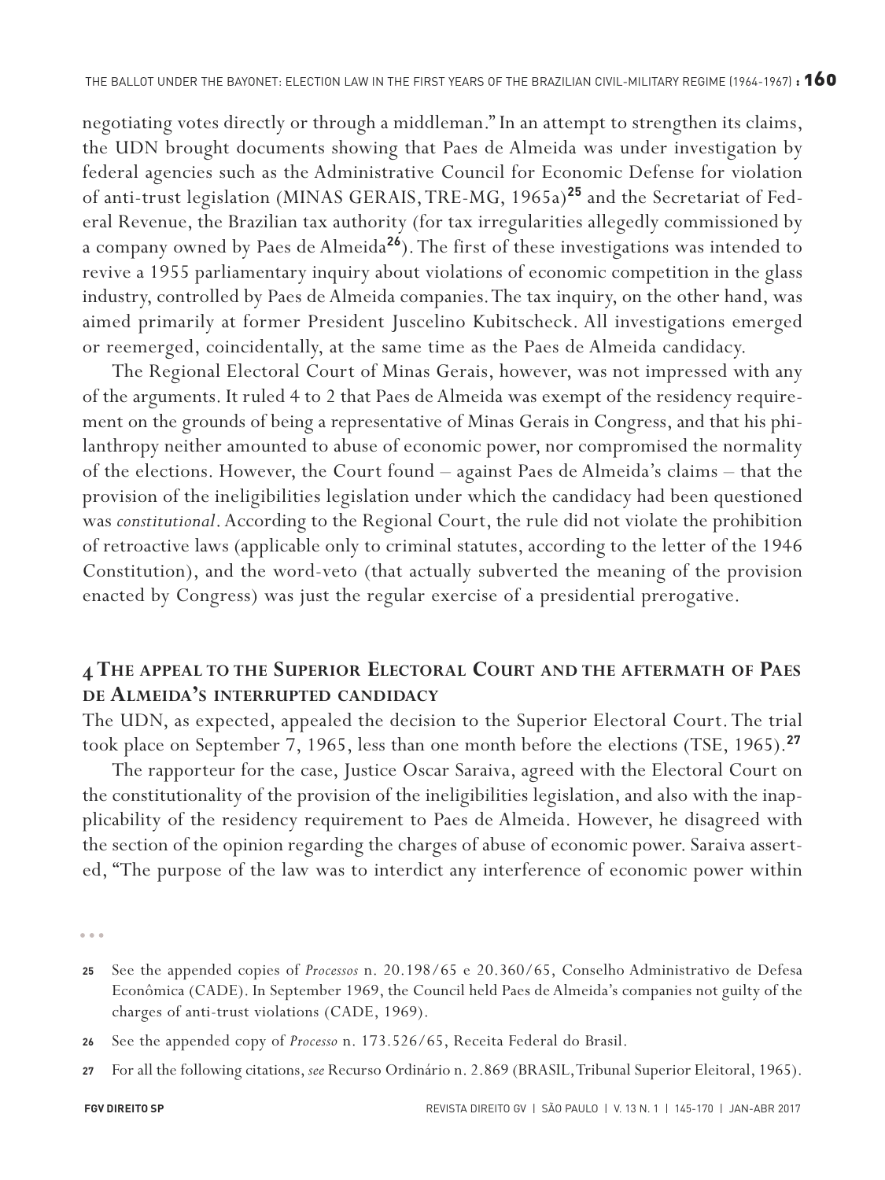negotiating votes directly or through a middleman." In an attempt to strengthen its claims, the UDN brought documents showing that Paes de Almeida was under investigation by federal agencies such as the Administrative Council for Economic Defense for violation of anti-trust legislation (MINAS GERAIS, TRE-MG, 1965a)[25] and the Secretariat of Federal Revenue, the Brazilian tax authority (for tax irregularities allegedly commissioned by a company owned by Paes de Almeida[26]). The first of these investigations was intended to revive a 1955 parliamentary inquiry about violations of economic competition in the glass industry, controlled by Paes de Almeida companies. The tax inquiry, on the other hand, was aimed primarily at former President Juscelino Kubitscheck. All investigations emerged or reemerged, coincidentally, at the same time as the Paes de Almeida candidacy.

The Regional Electoral Court of Minas Gerais, however, was not impressed with any of the arguments. It ruled 4 to 2 that Paes de Almeida was exempt of the residency requirement on the grounds of being a representative of Minas Gerais in Congress, and that his philanthropy neither amounted to abuse of economic power, nor compromised the normality of the elections. However, the Court found – against Paes de Almeida's claims – that the provision of the ineligibilities legislation under which the candidacy had been questioned was *constitutional*. According to the Regional Court, the rule did not violate the prohibition of retroactive laws (applicable only to criminal statutes, according to the letter of the 1946 Constitution), and the word-veto (that actually subverted the meaning of the provision enacted by Congress) was just the regular exercise of a presidential prerogative.

## 4 The appeal to the Superior Electoral Court and the aftermath of Paes de Almeida's interrupted candidacy

The UDN, as expected, appealed the decision to the Superior Electoral Court. The trial took place on September 7, 1965, less than one month before the elections (TSE, 1965).[27]

The rapporteur for the case, Justice Oscar Saraiva, agreed with the Electoral Court on the constitutionality of the provision of the ineligibilities legislation, and also with the inapplicability of the residency requirement to Paes de Almeida. However, he disagreed with the section of the opinion regarding the charges of abuse of economic power. Saraiva asserted, "The purpose of the law was to interdict any interference of economic power within

---

25 See the appended copies of *Processos* n. 20.198/65 e 20.360/65, Conselho Administrativo de Defesa Econômica (CADE). In September 1969, the Council held Paes de Almeida's companies not guilty of the charges of anti-trust violations (CADE, 1969).

26 See the appended copy of *Processo* n. 173.526/65, Receita Federal do Brasil.

27 For all the following citations, *see* Recurso Ordinário n. 2.869 (BRASIL, Tribunal Superior Eleitoral, 1965).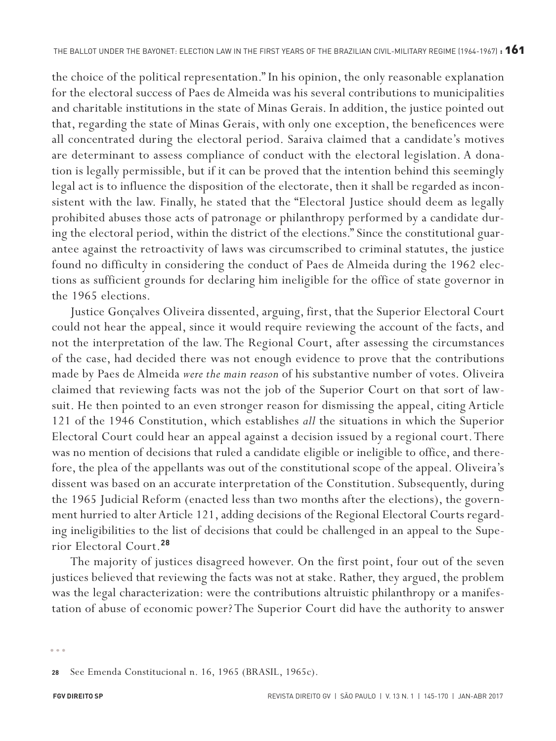the choice of the political representation." In his opinion, the only reasonable explanation for the electoral success of Paes de Almeida was his several contributions to municipalities and charitable institutions in the state of Minas Gerais. In addition, the justice pointed out that, regarding the state of Minas Gerais, with only one exception, the beneficences were all concentrated during the electoral period. Saraiva claimed that a candidate's motives are determinant to assess compliance of conduct with the electoral legislation. A donation is legally permissible, but if it can be proved that the intention behind this seemingly legal act is to influence the disposition of the electorate, then it shall be regarded as inconsistent with the law. Finally, he stated that the "Electoral Justice should deem as legally prohibited abuses those acts of patronage or philanthropy performed by a candidate during the electoral period, within the district of the elections." Since the constitutional guarantee against the retroactivity of laws was circumscribed to criminal statutes, the justice found no difficulty in considering the conduct of Paes de Almeida during the 1962 elections as sufficient grounds for declaring him ineligible for the office of state governor in the 1965 elections.

Justice Gonçalves Oliveira dissented, arguing, first, that the Superior Electoral Court could not hear the appeal, since it would require reviewing the account of the facts, and not the interpretation of the law. The Regional Court, after assessing the circumstances of the case, had decided there was not enough evidence to prove that the contributions made by Paes de Almeida *were the main reason* of his substantive number of votes. Oliveira claimed that reviewing facts was not the job of the Superior Court on that sort of lawsuit. He then pointed to an even stronger reason for dismissing the appeal, citing Article 121 of the 1946 Constitution, which establishes *all* the situations in which the Superior Electoral Court could hear an appeal against a decision issued by a regional court. There was no mention of decisions that ruled a candidate eligible or ineligible to office, and therefore, the plea of the appellants was out of the constitutional scope of the appeal. Oliveira's dissent was based on an accurate interpretation of the Constitution. Subsequently, during the 1965 Judicial Reform (enacted less than two months after the elections), the government hurried to alter Article 121, adding decisions of the Regional Electoral Courts regarding ineligibilities to the list of decisions that could be challenged in an appeal to the Superior Electoral Court.[28]

The majority of justices disagreed however. On the first point, four out of the seven justices believed that reviewing the facts was not at stake. Rather, they argued, the problem was the legal characterization: were the contributions altruistic philanthropy or a manifestation of abuse of economic power? The Superior Court did have the authority to answer

---

**28** See Emenda Constitucional n. 16, 1965 (BRASIL, 1965c).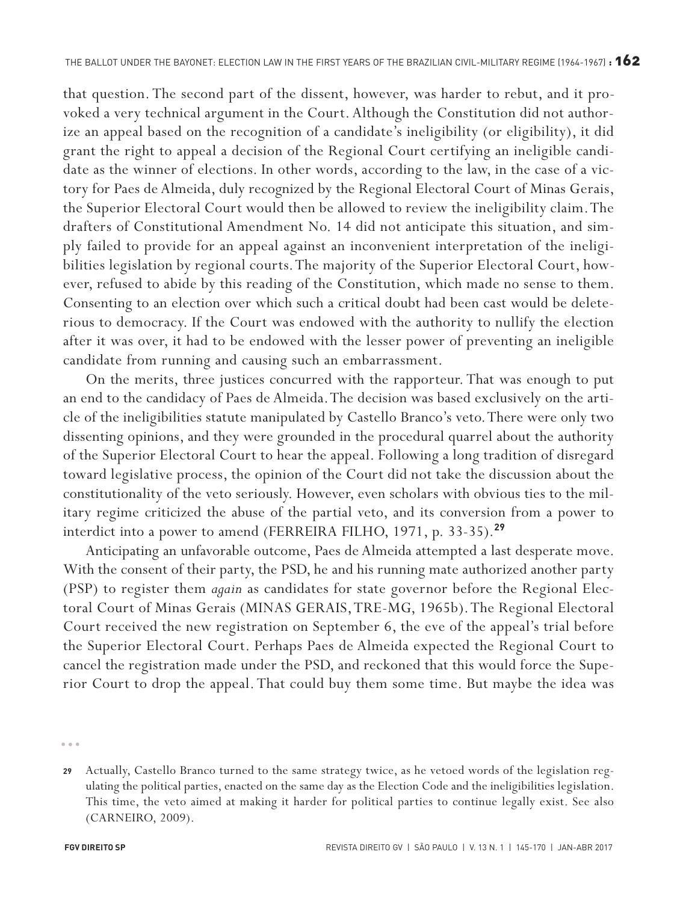that question. The second part of the dissent, however, was harder to rebut, and it provoked a very technical argument in the Court. Although the Constitution did not authorize an appeal based on the recognition of a candidate's ineligibility (or eligibility), it did grant the right to appeal a decision of the Regional Court certifying an ineligible candidate as the winner of elections. In other words, according to the law, in the case of a victory for Paes de Almeida, duly recognized by the Regional Electoral Court of Minas Gerais, the Superior Electoral Court would then be allowed to review the ineligibility claim. The drafters of Constitutional Amendment No. 14 did not anticipate this situation, and simply failed to provide for an appeal against an inconvenient interpretation of the ineligibilities legislation by regional courts. The majority of the Superior Electoral Court, however, refused to abide by this reading of the Constitution, which made no sense to them. Consenting to an election over which such a critical doubt had been cast would be deleterious to democracy. If the Court was endowed with the authority to nullify the election after it was over, it had to be endowed with the lesser power of preventing an ineligible candidate from running and causing such an embarrassment.

On the merits, three justices concurred with the rapporteur. That was enough to put an end to the candidacy of Paes de Almeida. The decision was based exclusively on the article of the ineligibilities statute manipulated by Castello Branco's veto. There were only two dissenting opinions, and they were grounded in the procedural quarrel about the authority of the Superior Electoral Court to hear the appeal. Following a long tradition of disregard toward legislative process, the opinion of the Court did not take the discussion about the constitutionality of the veto seriously. However, even scholars with obvious ties to the military regime criticized the abuse of the partial veto, and its conversion from a power to interdict into a power to amend (FERREIRA FILHO, 1971, p. 33-35).[29]

Anticipating an unfavorable outcome, Paes de Almeida attempted a last desperate move. With the consent of their party, the PSD, he and his running mate authorized another party (PSP) to register them *again* as candidates for state governor before the Regional Electoral Court of Minas Gerais (MINAS GERAIS, TRE-MG, 1965b). The Regional Electoral Court received the new registration on September 6, the eve of the appeal's trial before the Superior Electoral Court. Perhaps Paes de Almeida expected the Regional Court to cancel the registration made under the PSD, and reckoned that this would force the Superior Court to drop the appeal. That could buy them some time. But maybe the idea was

---

29 Actually, Castello Branco turned to the same strategy twice, as he vetoed words of the legislation regulating the political parties, enacted on the same day as the Election Code and the ineligibilities legislation. This time, the veto aimed at making it harder for political parties to continue legally exist. See also (CARNEIRO, 2009).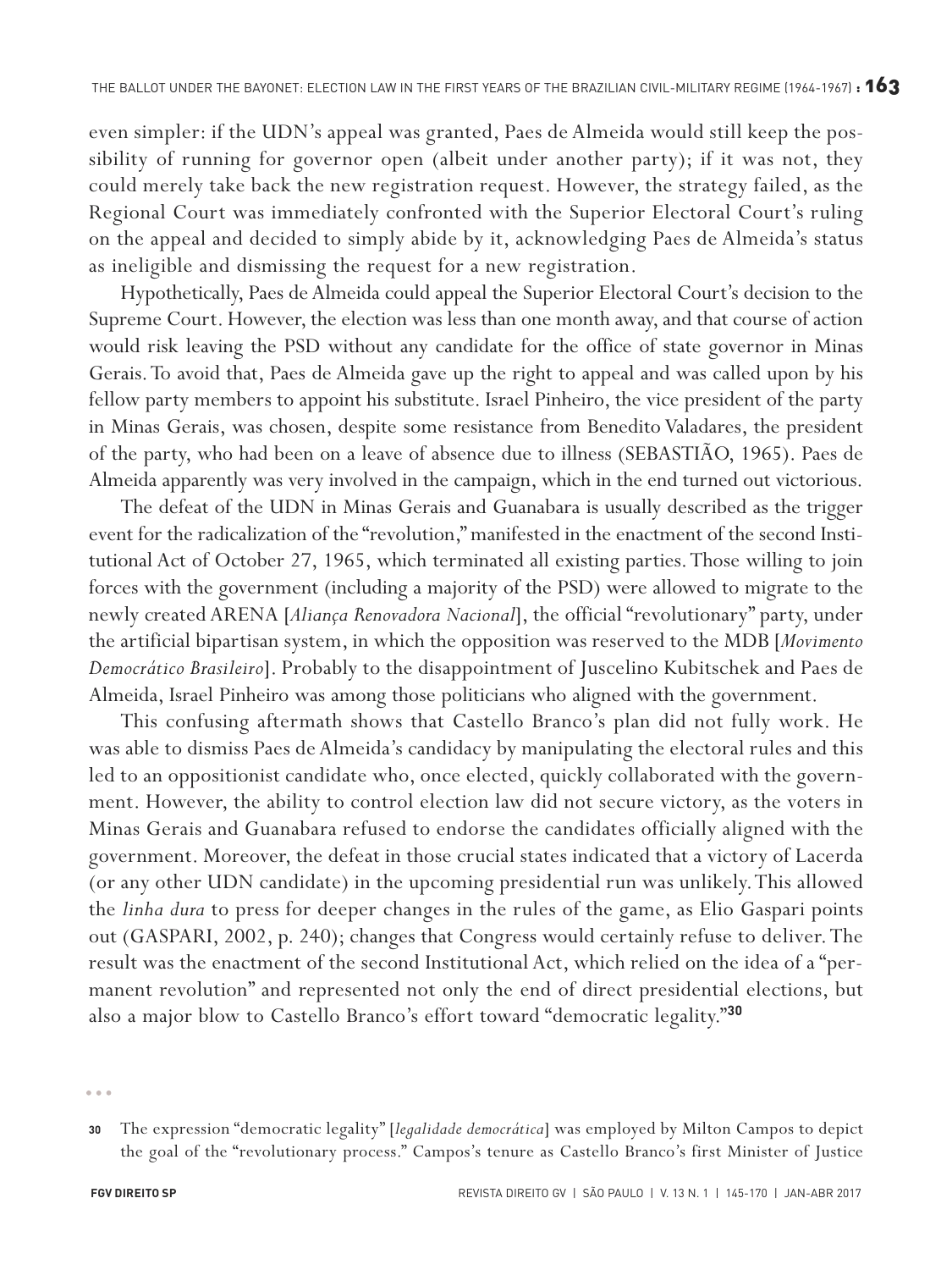even simpler: if the UDN's appeal was granted, Paes de Almeida would still keep the possibility of running for governor open (albeit under another party); if it was not, they could merely take back the new registration request. However, the strategy failed, as the Regional Court was immediately confronted with the Superior Electoral Court's ruling on the appeal and decided to simply abide by it, acknowledging Paes de Almeida's status as ineligible and dismissing the request for a new registration.

Hypothetically, Paes de Almeida could appeal the Superior Electoral Court's decision to the Supreme Court. However, the election was less than one month away, and that course of action would risk leaving the PSD without any candidate for the office of state governor in Minas Gerais. To avoid that, Paes de Almeida gave up the right to appeal and was called upon by his fellow party members to appoint his substitute. Israel Pinheiro, the vice president of the party in Minas Gerais, was chosen, despite some resistance from Benedito Valadares, the president of the party, who had been on a leave of absence due to illness (SEBASTIÃO, 1965). Paes de Almeida apparently was very involved in the campaign, which in the end turned out victorious.

The defeat of the UDN in Minas Gerais and Guanabara is usually described as the trigger event for the radicalization of the "revolution," manifested in the enactment of the second Institutional Act of October 27, 1965, which terminated all existing parties. Those willing to join forces with the government (including a majority of the PSD) were allowed to migrate to the newly created ARENA [*Aliança Renovadora Nacional*], the official "revolutionary" party, under the artificial bipartisan system, in which the opposition was reserved to the MDB [*Movimento Democrático Brasileiro*]. Probably to the disappointment of Juscelino Kubitschek and Paes de Almeida, Israel Pinheiro was among those politicians who aligned with the government.

This confusing aftermath shows that Castello Branco's plan did not fully work. He was able to dismiss Paes de Almeida's candidacy by manipulating the electoral rules and this led to an oppositionist candidate who, once elected, quickly collaborated with the government. However, the ability to control election law did not secure victory, as the voters in Minas Gerais and Guanabara refused to endorse the candidates officially aligned with the government. Moreover, the defeat in those crucial states indicated that a victory of Lacerda (or any other UDN candidate) in the upcoming presidential run was unlikely. This allowed the *linha dura* to press for deeper changes in the rules of the game, as Elio Gaspari points out (GASPARI, 2002, p. 240); changes that Congress would certainly refuse to deliver. The result was the enactment of the second Institutional Act, which relied on the idea of a "permanent revolution" and represented not only the end of direct presidential elections, but also a major blow to Castello Branco's effort toward "democratic legality."[30]

---

[30] The expression "democratic legality" [*legalidade democrática*] was employed by Milton Campos to depict the goal of the "revolutionary process." Campos's tenure as Castello Branco's first Minister of Justice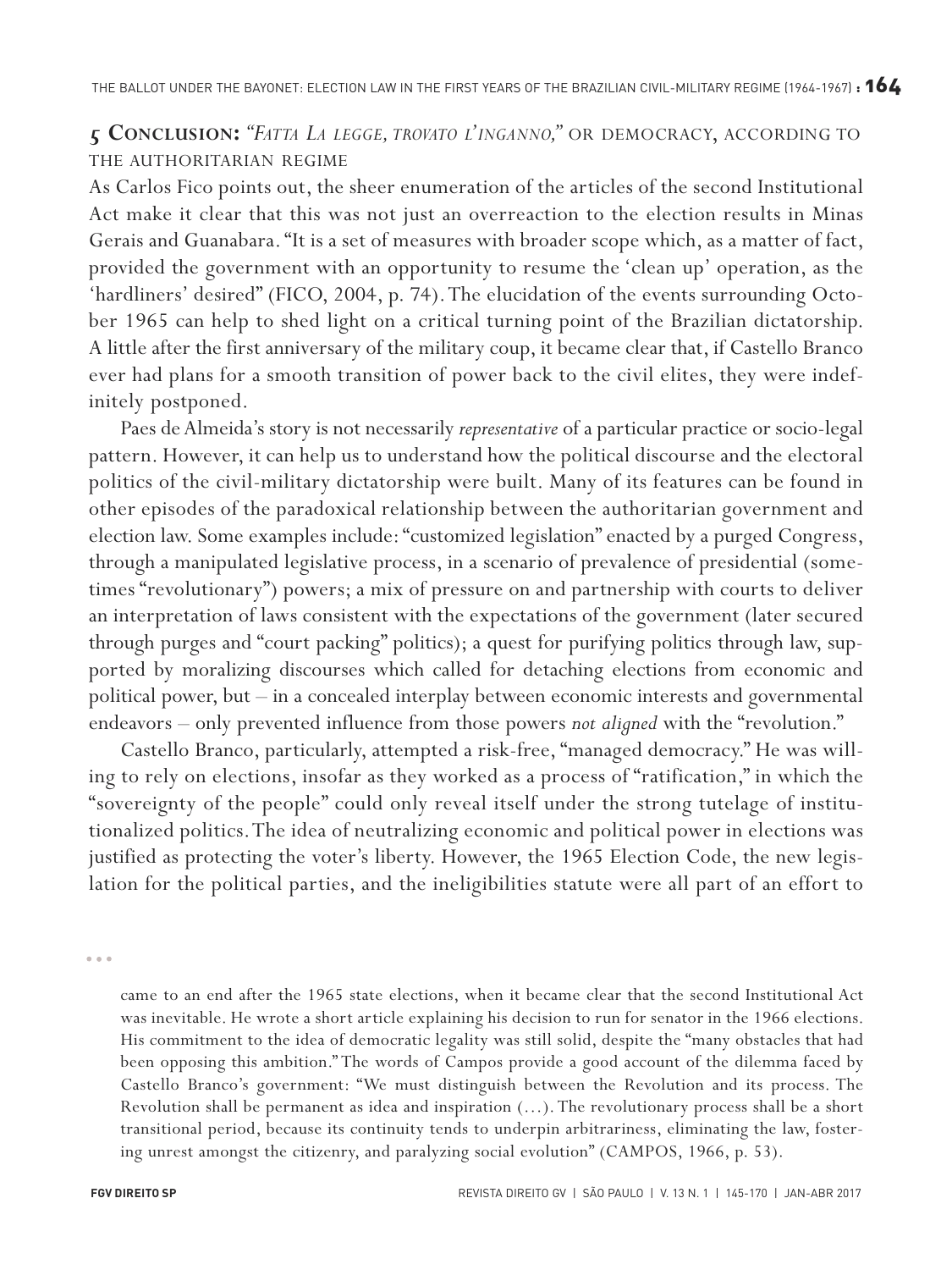## 5 CONCLUSION: *"FATTA LA LEGGE, TROVATO L'INGANNO,"* OR DEMOCRACY, ACCORDING TO THE AUTHORITARIAN REGIME

As Carlos Fico points out, the sheer enumeration of the articles of the second Institutional Act make it clear that this was not just an overreaction to the election results in Minas Gerais and Guanabara. "It is a set of measures with broader scope which, as a matter of fact, provided the government with an opportunity to resume the 'clean up' operation, as the 'hardliners' desired" (FICO, 2004, p. 74). The elucidation of the events surrounding October 1965 can help to shed light on a critical turning point of the Brazilian dictatorship. A little after the first anniversary of the military coup, it became clear that, if Castello Branco ever had plans for a smooth transition of power back to the civil elites, they were indefinitely postponed.

Paes de Almeida's story is not necessarily *representative* of a particular practice or socio-legal pattern. However, it can help us to understand how the political discourse and the electoral politics of the civil-military dictatorship were built. Many of its features can be found in other episodes of the paradoxical relationship between the authoritarian government and election law. Some examples include: "customized legislation" enacted by a purged Congress, through a manipulated legislative process, in a scenario of prevalence of presidential (sometimes "revolutionary") powers; a mix of pressure on and partnership with courts to deliver an interpretation of laws consistent with the expectations of the government (later secured through purges and "court packing" politics); a quest for purifying politics through law, supported by moralizing discourses which called for detaching elections from economic and political power, but – in a concealed interplay between economic interests and governmental endeavors – only prevented influence from those powers *not aligned* with the "revolution."

Castello Branco, particularly, attempted a risk-free, "managed democracy." He was willing to rely on elections, insofar as they worked as a process of "ratification," in which the "sovereignty of the people" could only reveal itself under the strong tutelage of institutionalized politics. The idea of neutralizing economic and political power in elections was justified as protecting the voter's liberty. However, the 1965 Election Code, the new legislation for the political parties, and the ineligibilities statute were all part of an effort to

...

came to an end after the 1965 state elections, when it became clear that the second Institutional Act was inevitable. He wrote a short article explaining his decision to run for senator in the 1966 elections. His commitment to the idea of democratic legality was still solid, despite the "many obstacles that had been opposing this ambition." The words of Campos provide a good account of the dilemma faced by Castello Branco's government: "We must distinguish between the Revolution and its process. The Revolution shall be permanent as idea and inspiration (...). The revolutionary process shall be a short transitional period, because its continuity tends to underpin arbitrariness, eliminating the law, fostering unrest amongst the citizenry, and paralyzing social evolution" (CAMPOS, 1966, p. 53).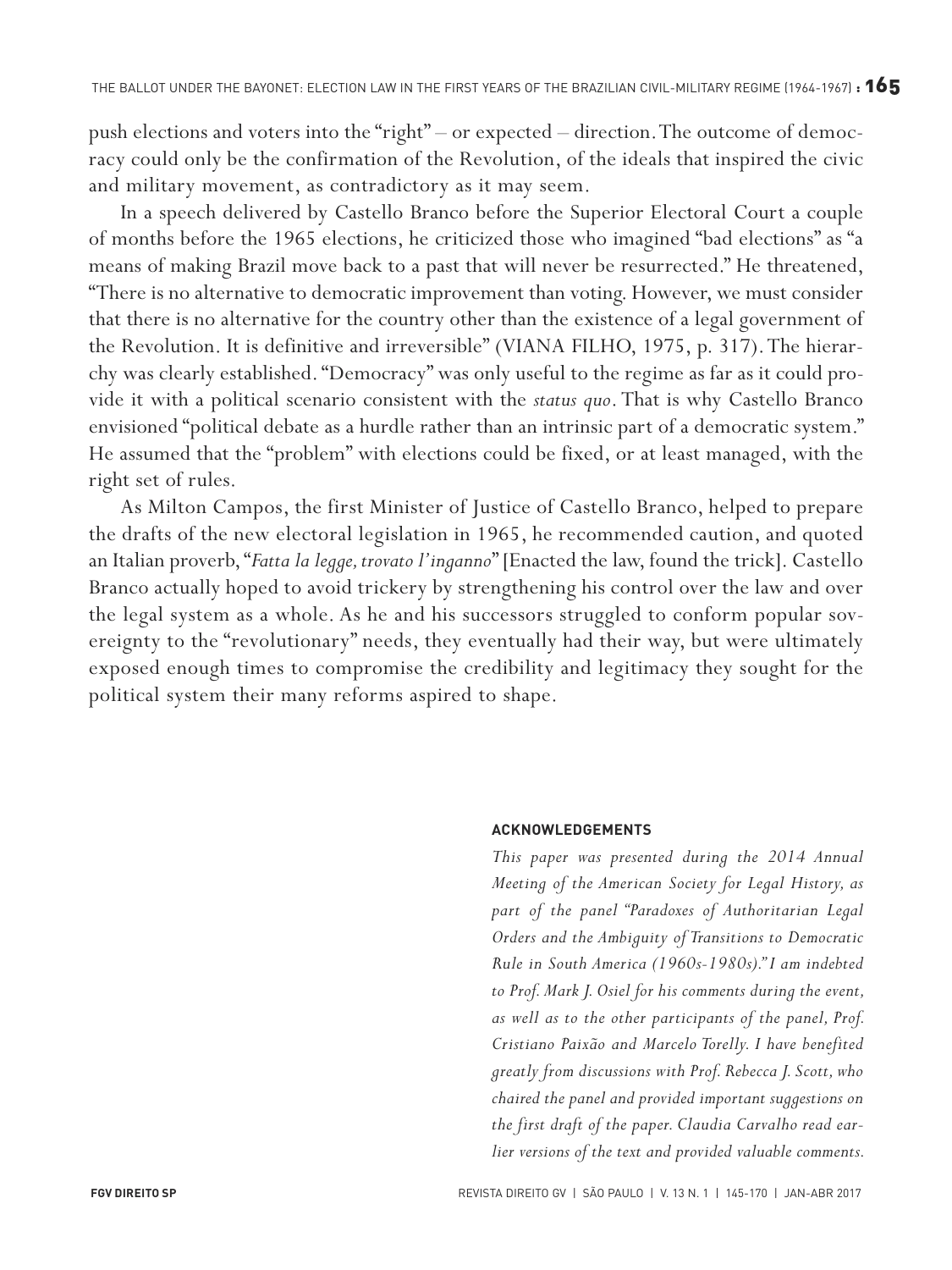push elections and voters into the "right" – or expected – direction. The outcome of democracy could only be the confirmation of the Revolution, of the ideals that inspired the civic and military movement, as contradictory as it may seem.

In a speech delivered by Castello Branco before the Superior Electoral Court a couple of months before the 1965 elections, he criticized those who imagined "bad elections" as "a means of making Brazil move back to a past that will never be resurrected." He threatened, "There is no alternative to democratic improvement than voting. However, we must consider that there is no alternative for the country other than the existence of a legal government of the Revolution. It is definitive and irreversible" (VIANA FILHO, 1975, p. 317). The hierarchy was clearly established. "Democracy" was only useful to the regime as far as it could provide it with a political scenario consistent with the *status quo*. That is why Castello Branco envisioned "political debate as a hurdle rather than an intrinsic part of a democratic system." He assumed that the "problem" with elections could be fixed, or at least managed, with the right set of rules.

As Milton Campos, the first Minister of Justice of Castello Branco, helped to prepare the drafts of the new electoral legislation in 1965, he recommended caution, and quoted an Italian proverb, "*Fatta la legge, trovato l'inganno*" [Enacted the law, found the trick]. Castello Branco actually hoped to avoid trickery by strengthening his control over the law and over the legal system as a whole. As he and his successors struggled to conform popular sovereignty to the "revolutionary" needs, they eventually had their way, but were ultimately exposed enough times to compromise the credibility and legitimacy they sought for the political system their many reforms aspired to shape.

#### ACKNOWLEDGEMENTS

*This paper was presented during the 2014 Annual Meeting of the American Society for Legal History, as part of the panel "Paradoxes of Authoritarian Legal Orders and the Ambiguity of Transitions to Democratic Rule in South America (1960s-1980s)." I am indebted to Prof. Mark J. Osiel for his comments during the event, as well as to the other participants of the panel, Prof. Cristiano Paixão and Marcelo Torelly. I have benefited greatly from discussions with Prof. Rebecca J. Scott, who chaired the panel and provided important suggestions on the first draft of the paper. Claudia Carvalho read earlier versions of the text and provided valuable comments.*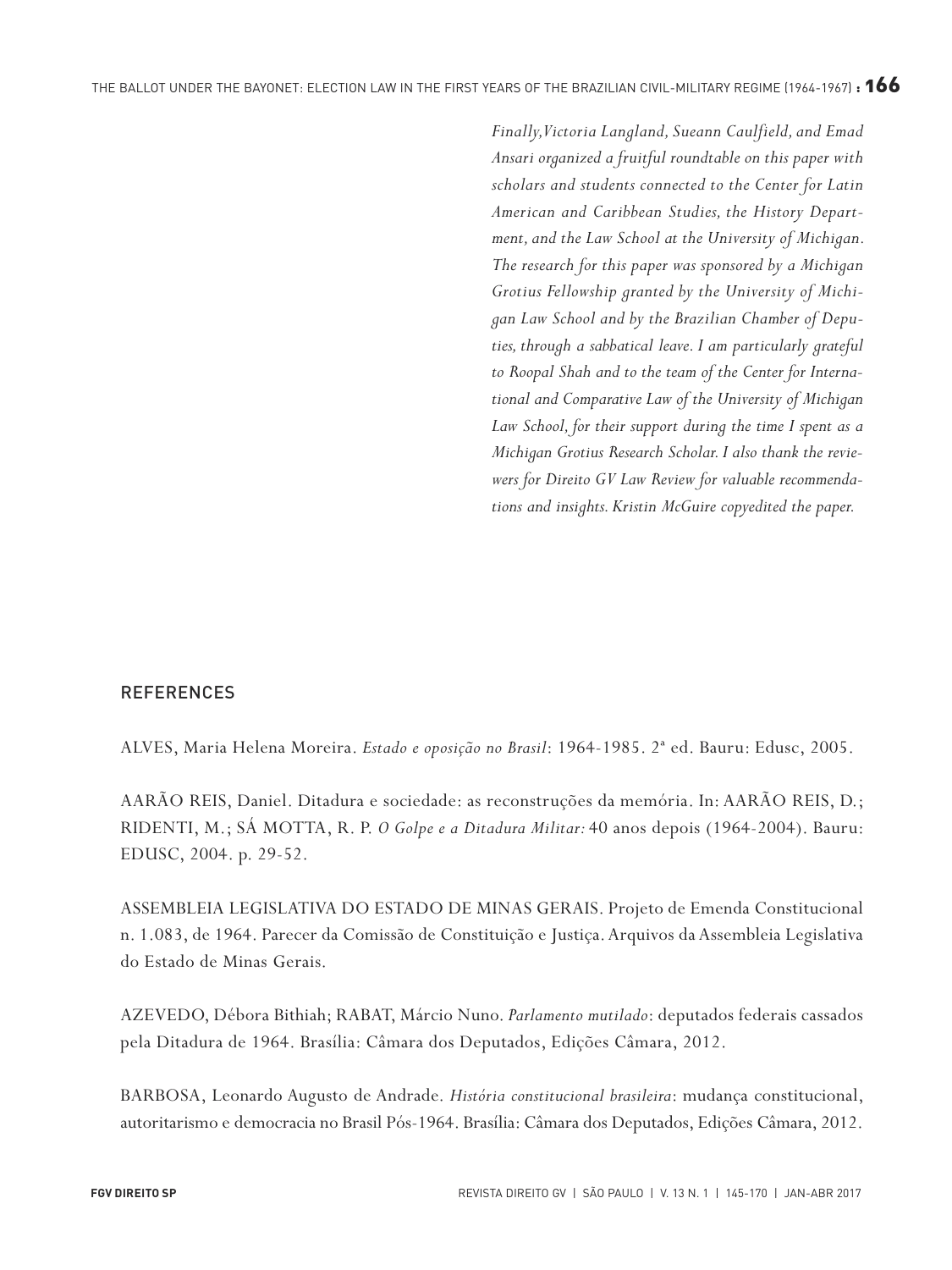*Finally, Victoria Langland, Sueann Caulfield, and Emad Ansari organized a fruitful roundtable on this paper with scholars and students connected to the Center for Latin American and Caribbean Studies, the History Department, and the Law School at the University of Michigan. The research for this paper was sponsored by a Michigan Grotius Fellowship granted by the University of Michigan Law School and by the Brazilian Chamber of Deputies, through a sabbatical leave. I am particularly grateful to Roopal Shah and to the team of the Center for International and Comparative Law of the University of Michigan Law School, for their support during the time I spent as a Michigan Grotius Research Scholar. I also thank the reviewers for Direito GV Law Review for valuable recommendations and insights. Kristin McGuire copyedited the paper.*

## REFERENCES

ALVES, Maria Helena Moreira. *Estado e oposição no Brasil*: 1964-1985. 2ª ed. Bauru: Edusc, 2005.

AARÃO REIS, Daniel. Ditadura e sociedade: as reconstruções da memória. In: AARÃO REIS, D.; RIDENTI, M.; SÁ MOTTA, R. P. *O Golpe e a Ditadura Militar:* 40 anos depois (1964-2004). Bauru: EDUSC, 2004. p. 29-52.

ASSEMBLEIA LEGISLATIVA DO ESTADO DE MINAS GERAIS. Projeto de Emenda Constitucional n. 1.083, de 1964. Parecer da Comissão de Constituição e Justiça. Arquivos da Assembleia Legislativa do Estado de Minas Gerais.

AZEVEDO, Débora Bithiah; RABAT, Márcio Nuno. *Parlamento mutilado*: deputados federais cassados pela Ditadura de 1964. Brasília: Câmara dos Deputados, Edições Câmara, 2012.

BARBOSA, Leonardo Augusto de Andrade. *História constitucional brasileira*: mudança constitucional, autoritarismo e democracia no Brasil Pós-1964. Brasília: Câmara dos Deputados, Edições Câmara, 2012.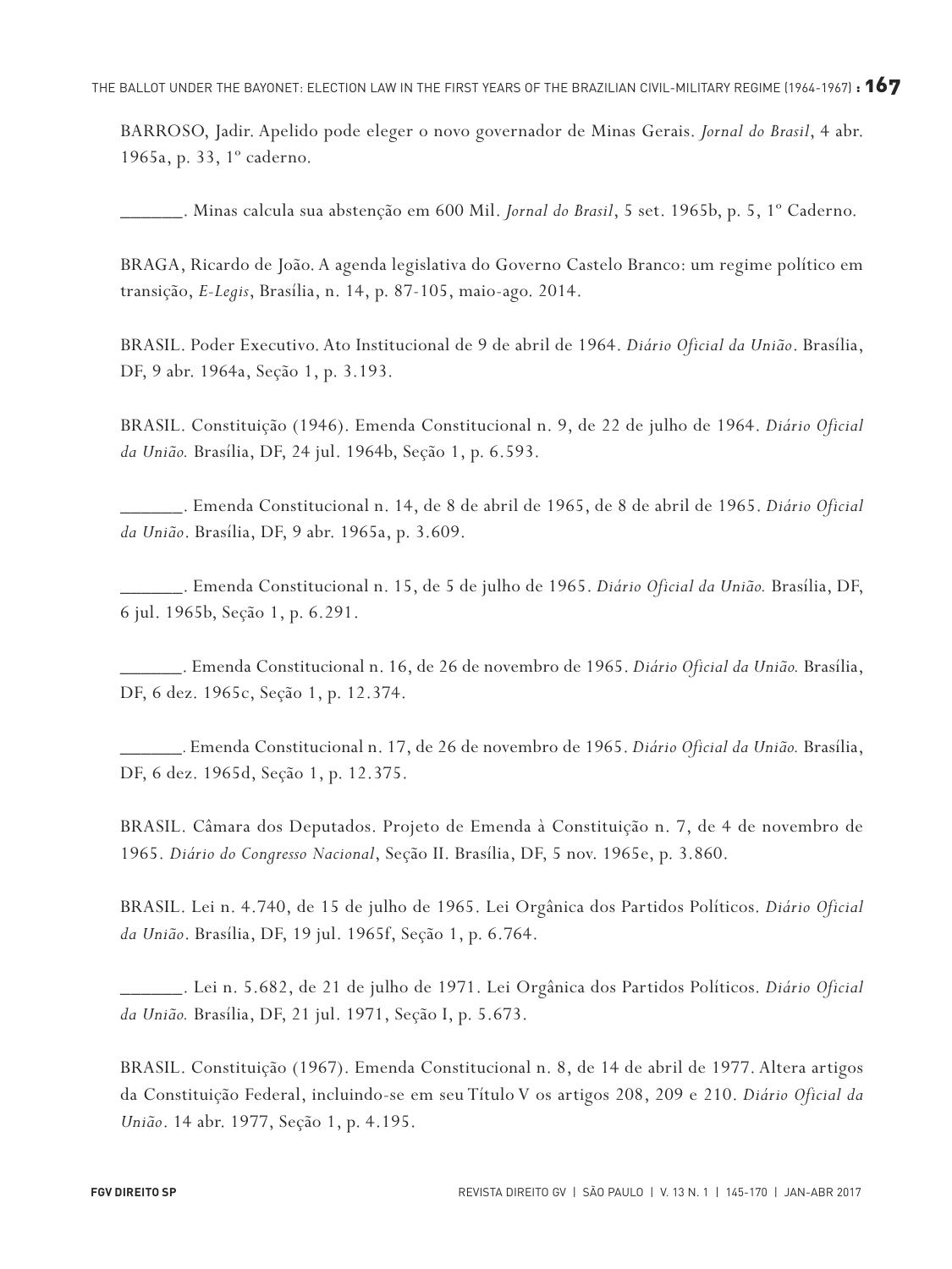BARROSO, Jadir. Apelido pode eleger o novo governador de Minas Gerais. *Jornal do Brasil*, 4 abr. 1965a, p. 33, 1º caderno.

______. Minas calcula sua abstenção em 600 Mil. *Jornal do Brasil*, 5 set. 1965b, p. 5, 1º Caderno.

BRAGA, Ricardo de João. A agenda legislativa do Governo Castelo Branco: um regime político em transição, *E-Legis*, Brasília, n. 14, p. 87-105, maio-ago. 2014.

BRASIL. Poder Executivo. Ato Institucional de 9 de abril de 1964. *Diário Oficial da União*. Brasília, DF, 9 abr. 1964a, Seção 1, p. 3.193.

BRASIL. Constituição (1946). Emenda Constitucional n. 9, de 22 de julho de 1964. *Diário Oficial da União.* Brasília, DF, 24 jul. 1964b, Seção 1, p. 6.593.

______. Emenda Constitucional n. 14, de 8 de abril de 1965, de 8 de abril de 1965. *Diário Oficial da União*. Brasília, DF, 9 abr. 1965a, p. 3.609.

______. Emenda Constitucional n. 15, de 5 de julho de 1965. *Diário Oficial da União.* Brasília, DF, 6 jul. 1965b, Seção 1, p. 6.291.

______. Emenda Constitucional n. 16, de 26 de novembro de 1965. *Diário Oficial da União.* Brasília, DF, 6 dez. 1965c, Seção 1, p. 12.374.

______. Emenda Constitucional n. 17, de 26 de novembro de 1965. *Diário Oficial da União.* Brasília, DF, 6 dez. 1965d, Seção 1, p. 12.375.

BRASIL. Câmara dos Deputados. Projeto de Emenda à Constituição n. 7, de 4 de novembro de 1965. *Diário do Congresso Nacional*, Seção II. Brasília, DF, 5 nov. 1965e, p. 3.860.

BRASIL. Lei n. 4.740, de 15 de julho de 1965. Lei Orgânica dos Partidos Políticos. *Diário Oficial da União*. Brasília, DF, 19 jul. 1965f, Seção 1, p. 6.764.

______. Lei n. 5.682, de 21 de julho de 1971. Lei Orgânica dos Partidos Políticos. *Diário Oficial da União.* Brasília, DF, 21 jul. 1971, Seção I, p. 5.673.

BRASIL. Constituição (1967). Emenda Constitucional n. 8, de 14 de abril de 1977. Altera artigos da Constituição Federal, incluindo-se em seu Título V os artigos 208, 209 e 210. *Diário Oficial da União*. 14 abr. 1977, Seção 1, p. 4.195.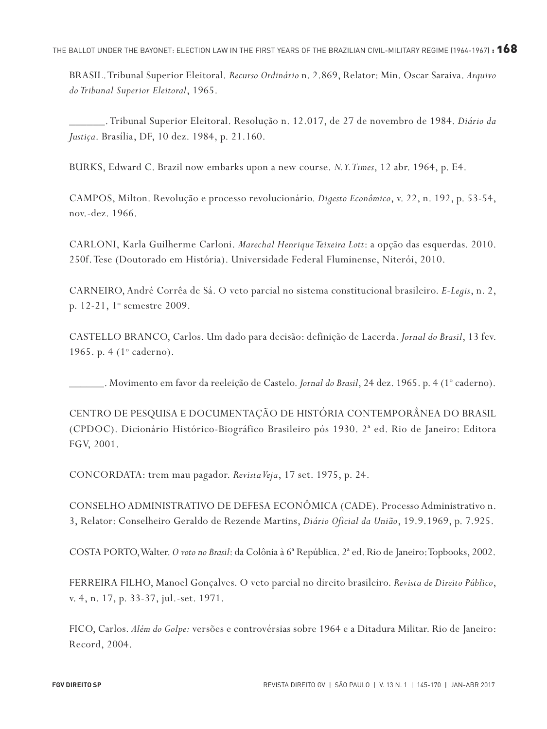BRASIL. Tribunal Superior Eleitoral. *Recurso Ordinário* n. 2.869, Relator: Min. Oscar Saraiva. *Arquivo do Tribunal Superior Eleitoral*, 1965.

______. Tribunal Superior Eleitoral. Resolução n. 12.017, de 27 de novembro de 1984. *Diário da Justiça*. Brasília, DF, 10 dez. 1984, p. 21.160.

BURKS, Edward C. Brazil now embarks upon a new course. *N. Y. Times*, 12 abr. 1964, p. E4.

CAMPOS, Milton. Revolução e processo revolucionário. *Digesto Econômico*, v. 22, n. 192, p. 53-54, nov.-dez. 1966.

CARLONI, Karla Guilherme Carloni. *Marechal Henrique Teixeira Lott*: a opção das esquerdas. 2010. 250f. Tese (Doutorado em História). Universidade Federal Fluminense, Niterói, 2010.

CARNEIRO, André Corrêa de Sá. O veto parcial no sistema constitucional brasileiro. *E-Legis*, n. 2, p. 12-21, 1º semestre 2009.

CASTELLO BRANCO, Carlos. Um dado para decisão: definição de Lacerda. *Jornal do Brasil*, 13 fev. 1965. p. 4 (1º caderno).

______. Movimento em favor da reeleição de Castelo. *Jornal do Brasil*, 24 dez. 1965. p. 4 (1º caderno).

CENTRO DE PESQUISA E DOCUMENTAÇÃO DE HISTÓRIA CONTEMPORÂNEA DO BRASIL (CPDOC). Dicionário Histórico-Biográfico Brasileiro pós 1930. 2ª ed. Rio de Janeiro: Editora FGV, 2001.

CONCORDATA: trem mau pagador. *Revista Veja*, 17 set. 1975, p. 24.

CONSELHO ADMINISTRATIVO DE DEFESA ECONÔMICA (CADE). Processo Administrativo n. 3, Relator: Conselheiro Geraldo de Rezende Martins, *Diário Oficial da União*, 19.9.1969, p. 7.925.

COSTA PORTO, Walter. *O voto no Brasil*: da Colônia à 6ª República. 2ª ed. Rio de Janeiro: Topbooks, 2002.

FERREIRA FILHO, Manoel Gonçalves. O veto parcial no direito brasileiro. *Revista de Direito Público*, v. 4, n. 17, p. 33-37, jul.-set. 1971.

FICO, Carlos. *Além do Golpe:* versões e controvérsias sobre 1964 e a Ditadura Militar. Rio de Janeiro: Record, 2004.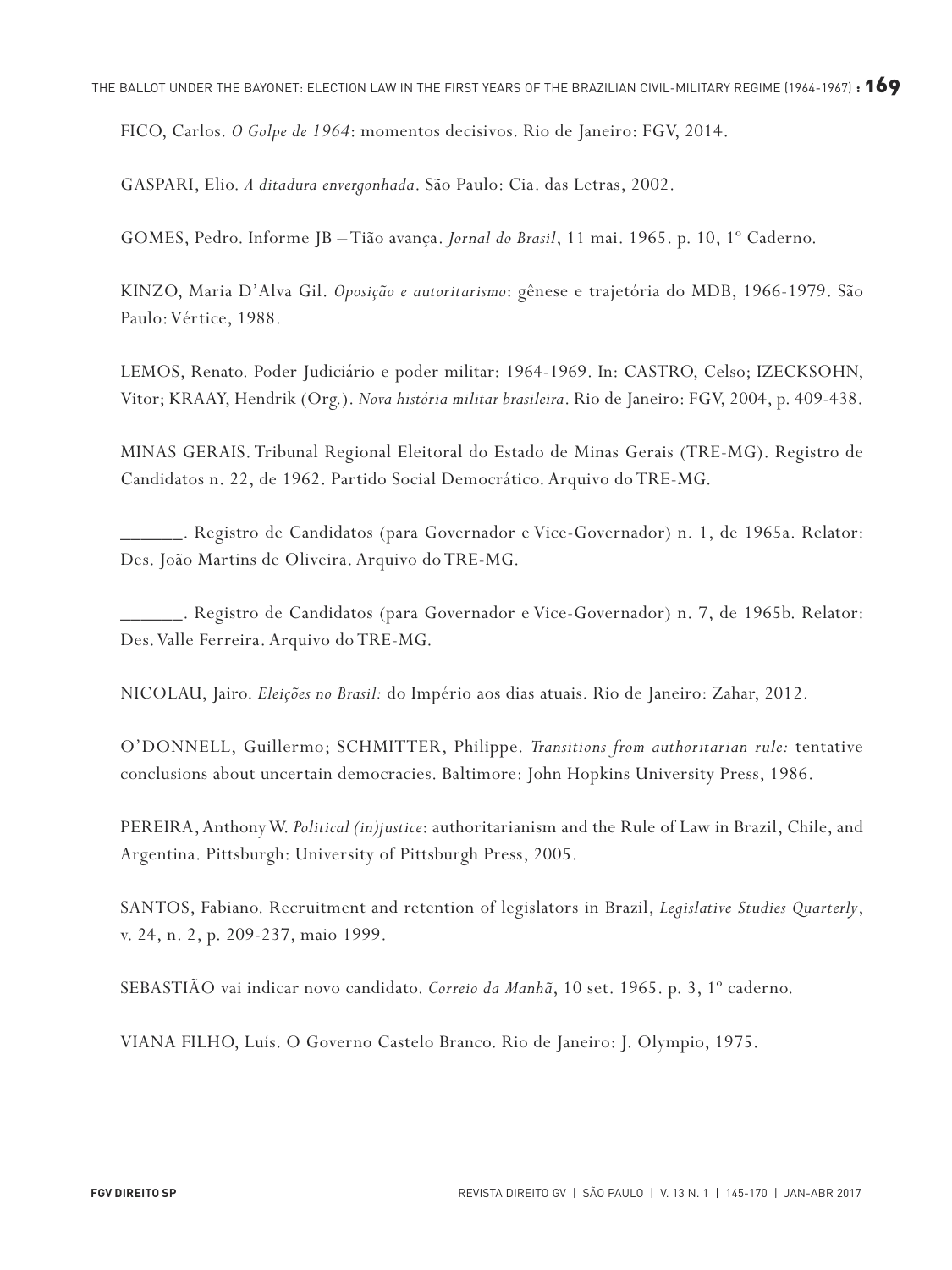FICO, Carlos. *O Golpe de 1964*: momentos decisivos. Rio de Janeiro: FGV, 2014.

GASPARI, Elio. *A ditadura envergonhada*. São Paulo: Cia. das Letras, 2002.

GOMES, Pedro. Informe JB – Tião avança. *Jornal do Brasil*, 11 mai. 1965. p. 10, 1º Caderno.

KINZO, Maria D'Alva Gil. *Oposição e autoritarismo*: gênese e trajetória do MDB, 1966-1979. São Paulo: Vértice, 1988.

LEMOS, Renato. Poder Judiciário e poder militar: 1964-1969. In: CASTRO, Celso; IZECKSOHN, Vitor; KRAAY, Hendrik (Org.). *Nova história militar brasileira*. Rio de Janeiro: FGV, 2004, p. 409-438.

MINAS GERAIS. Tribunal Regional Eleitoral do Estado de Minas Gerais (TRE-MG). Registro de Candidatos n. 22, de 1962. Partido Social Democrático. Arquivo do TRE-MG.

______. Registro de Candidatos (para Governador e Vice-Governador) n. 1, de 1965a. Relator: Des. João Martins de Oliveira. Arquivo do TRE-MG.

______. Registro de Candidatos (para Governador e Vice-Governador) n. 7, de 1965b. Relator: Des. Valle Ferreira. Arquivo do TRE-MG.

NICOLAU, Jairo. *Eleições no Brasil:* do Império aos dias atuais. Rio de Janeiro: Zahar, 2012.

O'DONNELL, Guillermo; SCHMITTER, Philippe. *Transitions from authoritarian rule:* tentative conclusions about uncertain democracies. Baltimore: John Hopkins University Press, 1986.

PEREIRA, Anthony W. *Political (in)justice*: authoritarianism and the Rule of Law in Brazil, Chile, and Argentina. Pittsburgh: University of Pittsburgh Press, 2005.

SANTOS, Fabiano. Recruitment and retention of legislators in Brazil, *Legislative Studies Quarterly*, v. 24, n. 2, p. 209-237, maio 1999.

SEBASTIÃO vai indicar novo candidato. *Correio da Manhã*, 10 set. 1965. p. 3, 1º caderno.

VIANA FILHO, Luís. O Governo Castelo Branco. Rio de Janeiro: J. Olympio, 1975.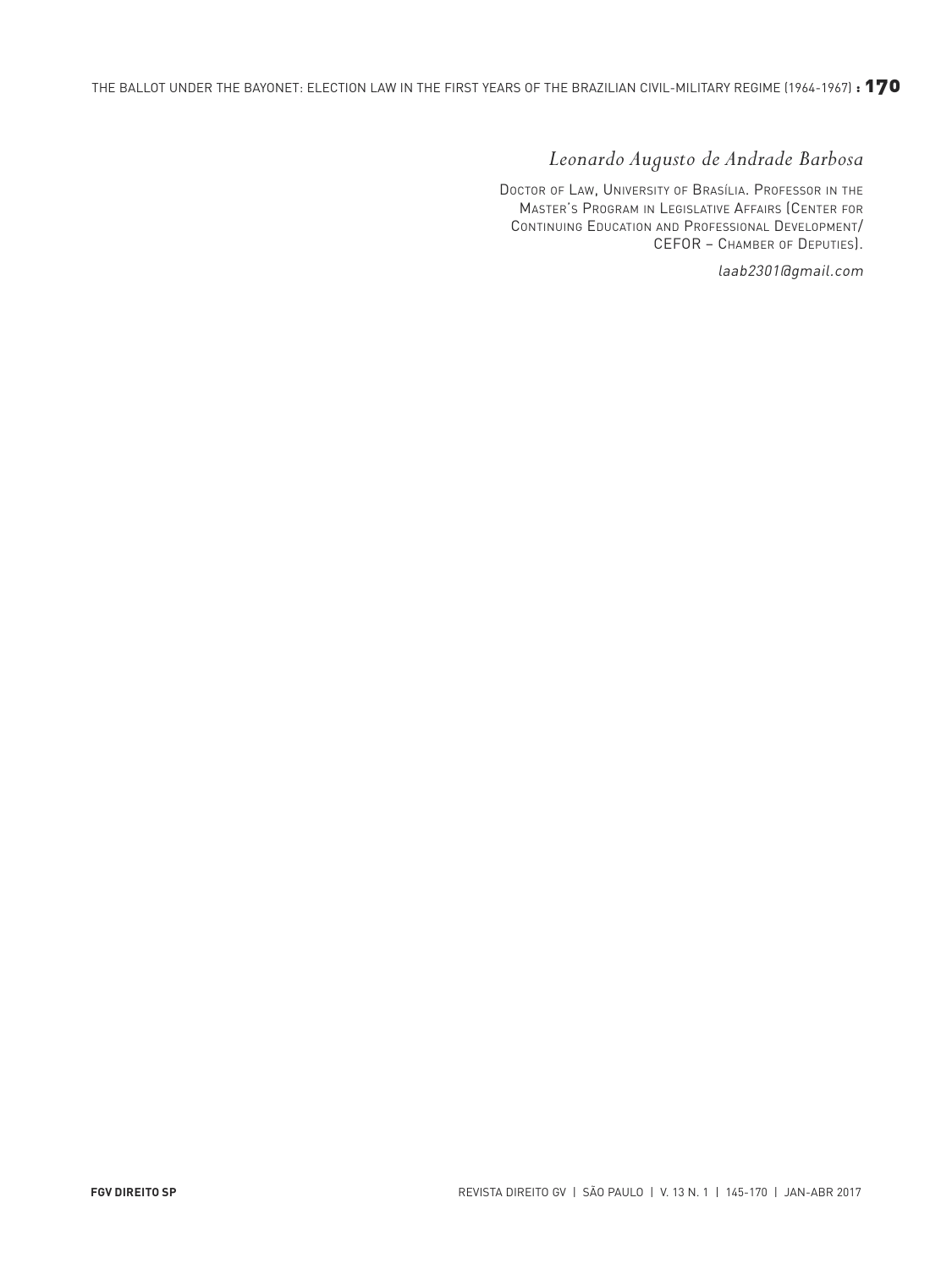*Leonardo Augusto de Andrade Barbosa*

Doctor of Law, University of Brasília. Professor in the Master's Program in Legislative Affairs (Center for Continuing Education and Professional Development/ CEFOR – Chamber of Deputies).

*laab2301@gmail.com*